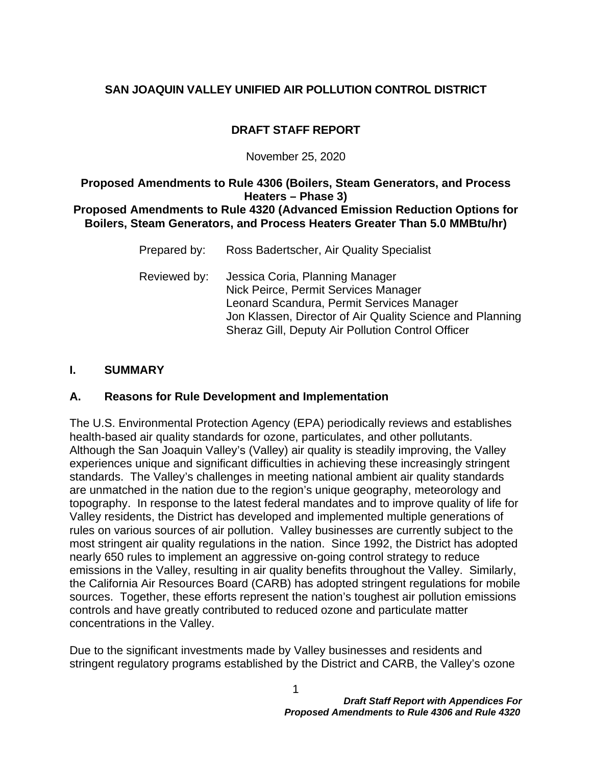# SAN JOAQUIN VALLEY UNIFIED AIR POLLUTION CONTROL DISTRICT

## DRAFT STAFF REPORT

November 25, 2020

**Proposed Amendments to Rule 4306 (Boilers, Steam Generators, and Process Heaters – Phase 3)**
**Proposed Amendments to Rule 4320 (Advanced Emission Reduction Options for Boilers, Steam Generators, and Process Heaters Greater Than 5.0 MMBtu/hr)**

Prepared by: Ross Badertscher, Air Quality Specialist

Reviewed by: Jessica Coria, Planning Manager
Nick Peirce, Permit Services Manager
Leonard Scandura, Permit Services Manager
Jon Klassen, Director of Air Quality Science and Planning
Sheraz Gill, Deputy Air Pollution Control Officer

## I. SUMMARY

### A. Reasons for Rule Development and Implementation

The U.S. Environmental Protection Agency (EPA) periodically reviews and establishes health-based air quality standards for ozone, particulates, and other pollutants. Although the San Joaquin Valley's (Valley) air quality is steadily improving, the Valley experiences unique and significant difficulties in achieving these increasingly stringent standards. The Valley's challenges in meeting national ambient air quality standards are unmatched in the nation due to the region's unique geography, meteorology and topography. In response to the latest federal mandates and to improve quality of life for Valley residents, the District has developed and implemented multiple generations of rules on various sources of air pollution. Valley businesses are currently subject to the most stringent air quality regulations in the nation. Since 1992, the District has adopted nearly 650 rules to implement an aggressive on-going control strategy to reduce emissions in the Valley, resulting in air quality benefits throughout the Valley. Similarly, the California Air Resources Board (CARB) has adopted stringent regulations for mobile sources. Together, these efforts represent the nation's toughest air pollution emissions controls and have greatly contributed to reduced ozone and particulate matter concentrations in the Valley.

Due to the significant investments made by Valley businesses and residents and stringent regulatory programs established by the District and CARB, the Valley's ozone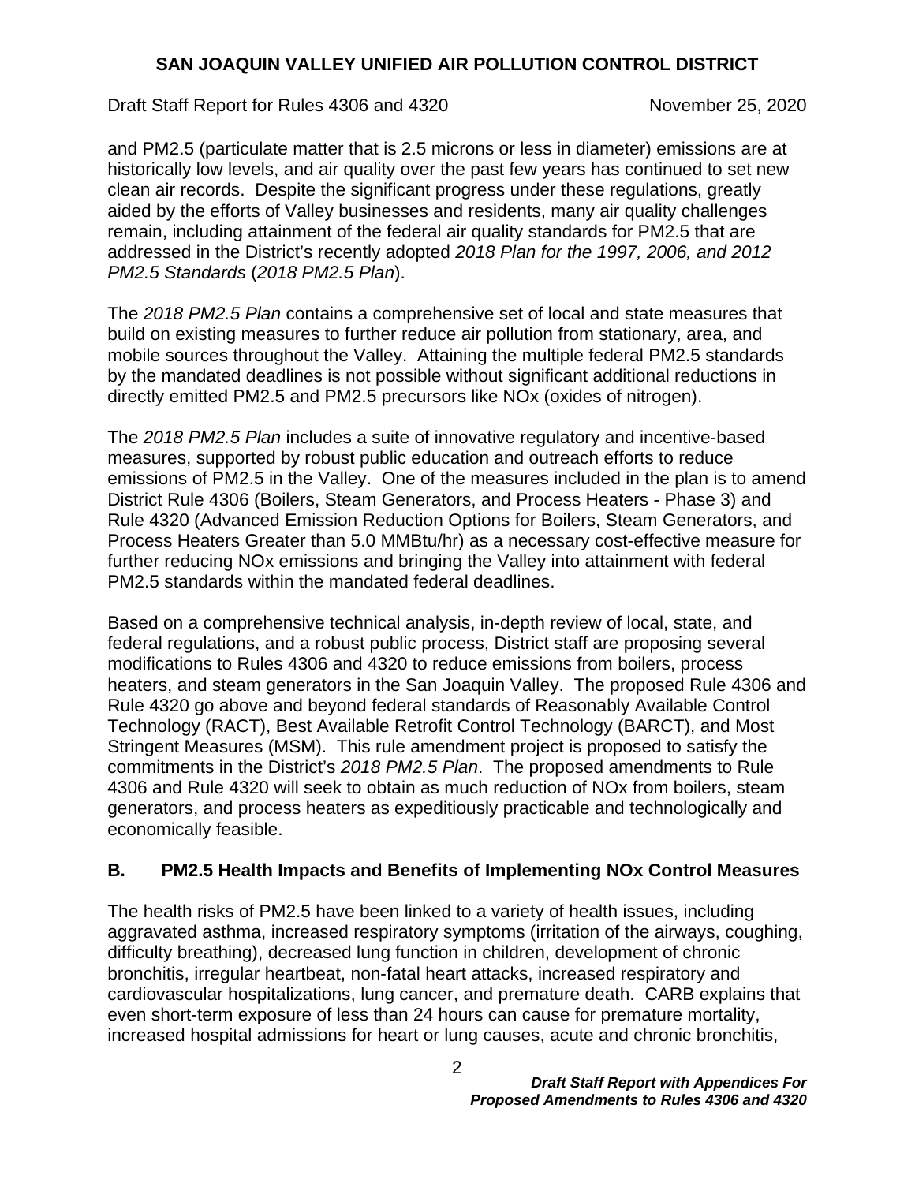and PM2.5 (particulate matter that is 2.5 microns or less in diameter) emissions are at historically low levels, and air quality over the past few years has continued to set new clean air records. Despite the significant progress under these regulations, greatly aided by the efforts of Valley businesses and residents, many air quality challenges remain, including attainment of the federal air quality standards for PM2.5 that are addressed in the District's recently adopted *2018 Plan for the 1997, 2006, and 2012 PM2.5 Standards* (*2018 PM2.5 Plan*).

The *2018 PM2.5 Plan* contains a comprehensive set of local and state measures that build on existing measures to further reduce air pollution from stationary, area, and mobile sources throughout the Valley. Attaining the multiple federal PM2.5 standards by the mandated deadlines is not possible without significant additional reductions in directly emitted PM2.5 and PM2.5 precursors like NOx (oxides of nitrogen).

The *2018 PM2.5 Plan* includes a suite of innovative regulatory and incentive-based measures, supported by robust public education and outreach efforts to reduce emissions of PM2.5 in the Valley. One of the measures included in the plan is to amend District Rule 4306 (Boilers, Steam Generators, and Process Heaters - Phase 3) and Rule 4320 (Advanced Emission Reduction Options for Boilers, Steam Generators, and Process Heaters Greater than 5.0 MMBtu/hr) as a necessary cost-effective measure for further reducing NOx emissions and bringing the Valley into attainment with federal PM2.5 standards within the mandated federal deadlines.

Based on a comprehensive technical analysis, in-depth review of local, state, and federal regulations, and a robust public process, District staff are proposing several modifications to Rules 4306 and 4320 to reduce emissions from boilers, process heaters, and steam generators in the San Joaquin Valley. The proposed Rule 4306 and Rule 4320 go above and beyond federal standards of Reasonably Available Control Technology (RACT), Best Available Retrofit Control Technology (BARCT), and Most Stringent Measures (MSM). This rule amendment project is proposed to satisfy the commitments in the District's *2018 PM2.5 Plan*. The proposed amendments to Rule 4306 and Rule 4320 will seek to obtain as much reduction of NOx from boilers, steam generators, and process heaters as expeditiously practicable and technologically and economically feasible.

## B. PM2.5 Health Impacts and Benefits of Implementing NOx Control Measures

The health risks of PM2.5 have been linked to a variety of health issues, including aggravated asthma, increased respiratory symptoms (irritation of the airways, coughing, difficulty breathing), decreased lung function in children, development of chronic bronchitis, irregular heartbeat, non-fatal heart attacks, increased respiratory and cardiovascular hospitalizations, lung cancer, and premature death. CARB explains that even short-term exposure of less than 24 hours can cause for premature mortality, increased hospital admissions for heart or lung causes, acute and chronic bronchitis,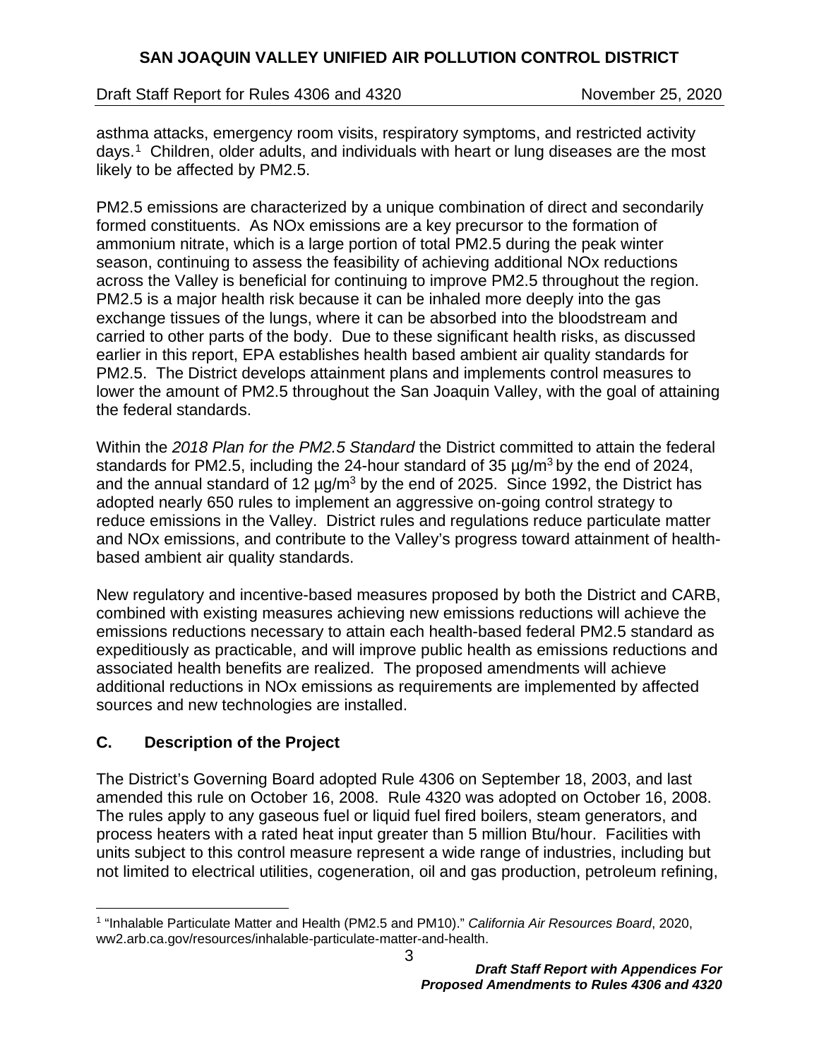asthma attacks, emergency room visits, respiratory symptoms, and restricted activity days.[1] Children, older adults, and individuals with heart or lung diseases are the most likely to be affected by PM2.5.

PM2.5 emissions are characterized by a unique combination of direct and secondarily formed constituents. As NOx emissions are a key precursor to the formation of ammonium nitrate, which is a large portion of total PM2.5 during the peak winter season, continuing to assess the feasibility of achieving additional NOx reductions across the Valley is beneficial for continuing to improve PM2.5 throughout the region. PM2.5 is a major health risk because it can be inhaled more deeply into the gas exchange tissues of the lungs, where it can be absorbed into the bloodstream and carried to other parts of the body. Due to these significant health risks, as discussed earlier in this report, EPA establishes health based ambient air quality standards for PM2.5. The District develops attainment plans and implements control measures to lower the amount of PM2.5 throughout the San Joaquin Valley, with the goal of attaining the federal standards.

Within the *2018 Plan for the PM2.5 Standard* the District committed to attain the federal standards for PM2.5, including the 24-hour standard of 35 $\mu g/m^3$ by the end of 2024, and the annual standard of 12 $\mu g/m^3$ by the end of 2025. Since 1992, the District has adopted nearly 650 rules to implement an aggressive on-going control strategy to reduce emissions in the Valley. District rules and regulations reduce particulate matter and NOx emissions, and contribute to the Valley's progress toward attainment of health-based ambient air quality standards.

New regulatory and incentive-based measures proposed by both the District and CARB, combined with existing measures achieving new emissions reductions will achieve the emissions reductions necessary to attain each health-based federal PM2.5 standard as expeditiously as practicable, and will improve public health as emissions reductions and associated health benefits are realized. The proposed amendments will achieve additional reductions in NOx emissions as requirements are implemented by affected sources and new technologies are installed.

## C. Description of the Project

The District's Governing Board adopted Rule 4306 on September 18, 2003, and last amended this rule on October 16, 2008. Rule 4320 was adopted on October 16, 2008. The rules apply to any gaseous fuel or liquid fuel fired boilers, steam generators, and process heaters with a rated heat input greater than 5 million Btu/hour. Facilities with units subject to this control measure represent a wide range of industries, including but not limited to electrical utilities, cogeneration, oil and gas production, petroleum refining,

---

[1] "Inhalable Particulate Matter and Health (PM2.5 and PM10)." *California Air Resources Board*, 2020, ww2.arb.ca.gov/resources/inhalable-particulate-matter-and-health.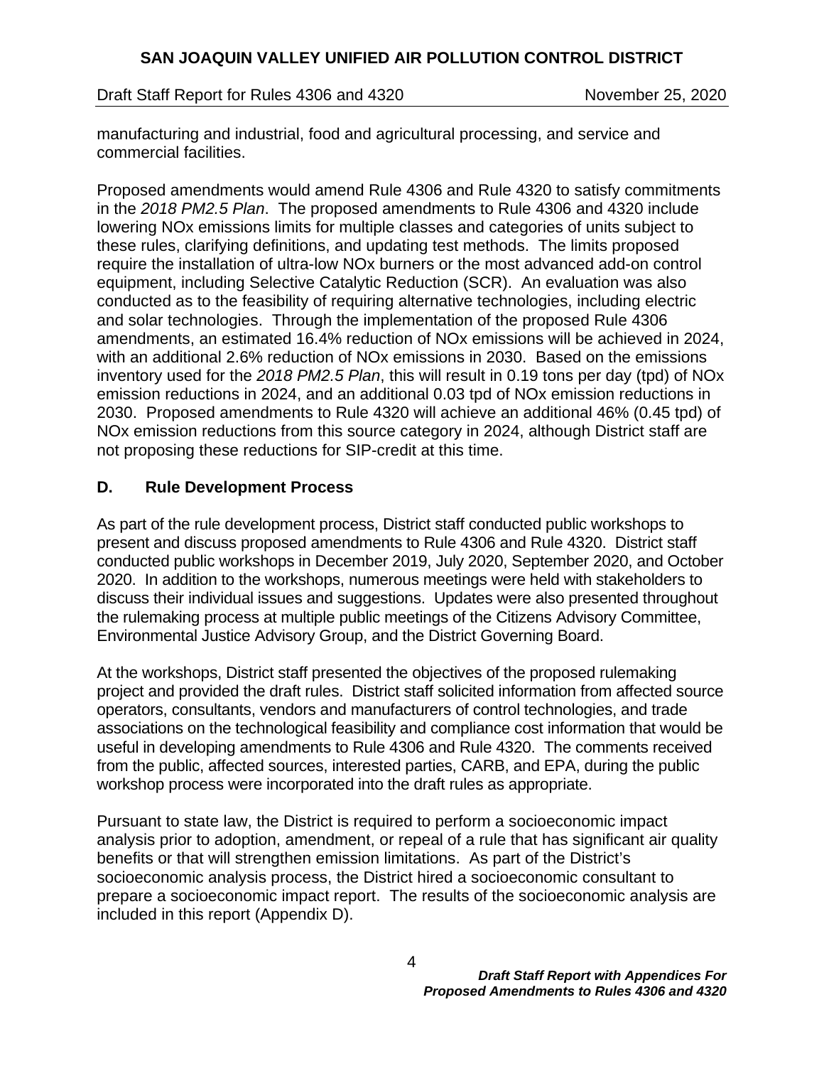manufacturing and industrial, food and agricultural processing, and service and commercial facilities.

Proposed amendments would amend Rule 4306 and Rule 4320 to satisfy commitments in the *2018 PM2.5 Plan*. The proposed amendments to Rule 4306 and 4320 include lowering NOx emissions limits for multiple classes and categories of units subject to these rules, clarifying definitions, and updating test methods. The limits proposed require the installation of ultra-low NOx burners or the most advanced add-on control equipment, including Selective Catalytic Reduction (SCR). An evaluation was also conducted as to the feasibility of requiring alternative technologies, including electric and solar technologies. Through the implementation of the proposed Rule 4306 amendments, an estimated 16.4% reduction of NOx emissions will be achieved in 2024, with an additional 2.6% reduction of NOx emissions in 2030. Based on the emissions inventory used for the *2018 PM2.5 Plan*, this will result in 0.19 tons per day (tpd) of NOx emission reductions in 2024, and an additional 0.03 tpd of NOx emission reductions in 2030. Proposed amendments to Rule 4320 will achieve an additional 46% (0.45 tpd) of NOx emission reductions from this source category in 2024, although District staff are not proposing these reductions for SIP-credit at this time.

### D. Rule Development Process

As part of the rule development process, District staff conducted public workshops to present and discuss proposed amendments to Rule 4306 and Rule 4320. District staff conducted public workshops in December 2019, July 2020, September 2020, and October 2020. In addition to the workshops, numerous meetings were held with stakeholders to discuss their individual issues and suggestions. Updates were also presented throughout the rulemaking process at multiple public meetings of the Citizens Advisory Committee, Environmental Justice Advisory Group, and the District Governing Board.

At the workshops, District staff presented the objectives of the proposed rulemaking project and provided the draft rules. District staff solicited information from affected source operators, consultants, vendors and manufacturers of control technologies, and trade associations on the technological feasibility and compliance cost information that would be useful in developing amendments to Rule 4306 and Rule 4320. The comments received from the public, affected sources, interested parties, CARB, and EPA, during the public workshop process were incorporated into the draft rules as appropriate.

Pursuant to state law, the District is required to perform a socioeconomic impact analysis prior to adoption, amendment, or repeal of a rule that has significant air quality benefits or that will strengthen emission limitations. As part of the District's socioeconomic analysis process, the District hired a socioeconomic consultant to prepare a socioeconomic impact report. The results of the socioeconomic analysis are included in this report (Appendix D).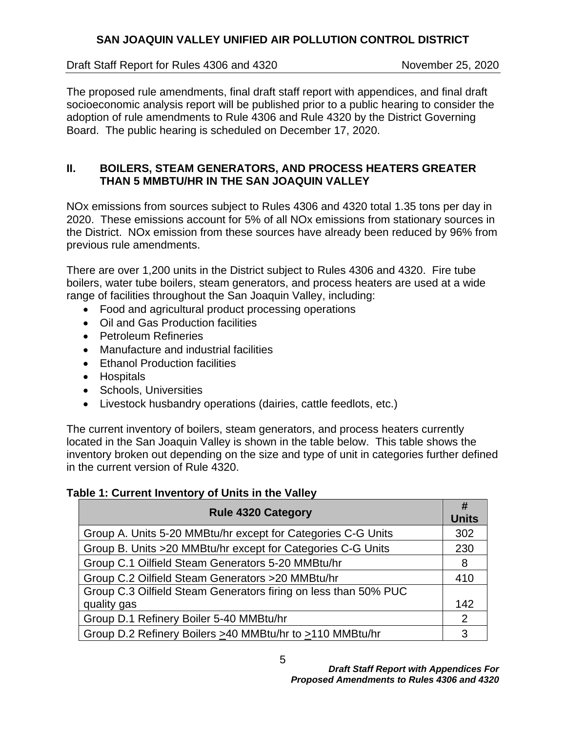The proposed rule amendments, final draft staff report with appendices, and final draft socioeconomic analysis report will be published prior to a public hearing to consider the adoption of rule amendments to Rule 4306 and Rule 4320 by the District Governing Board. The public hearing is scheduled on December 17, 2020.

## II. BOILERS, STEAM GENERATORS, AND PROCESS HEATERS GREATER THAN 5 MMBTU/HR IN THE SAN JOAQUIN VALLEY

NOx emissions from sources subject to Rules 4306 and 4320 total 1.35 tons per day in 2020. These emissions account for 5% of all NOx emissions from stationary sources in the District. NOx emission from these sources have already been reduced by 96% from previous rule amendments.

There are over 1,200 units in the District subject to Rules 4306 and 4320. Fire tube boilers, water tube boilers, steam generators, and process heaters are used at a wide range of facilities throughout the San Joaquin Valley, including:

- Food and agricultural product processing operations
- Oil and Gas Production facilities
- Petroleum Refineries
- Manufacture and industrial facilities
- Ethanol Production facilities
- Hospitals
- Schools, Universities
- Livestock husbandry operations (dairies, cattle feedlots, etc.)

The current inventory of boilers, steam generators, and process heaters currently located in the San Joaquin Valley is shown in the table below. This table shows the inventory broken out depending on the size and type of unit in categories further defined in the current version of Rule 4320.

**Table 1: Current Inventory of Units in the Valley**

| Rule 4320 Category | # Units |
|---|---|
| Group A. Units 5-20 MMBtu/hr except for Categories C-G Units | 302 |
| Group B. Units >20 MMBtu/hr except for Categories C-G Units | 230 |
| Group C.1 Oilfield Steam Generators 5-20 MMBtu/hr | 8 |
| Group C.2 Oilfield Steam Generators >20 MMBtu/hr | 410 |
| Group C.3 Oilfield Steam Generators firing on less than 50% PUC quality gas | 142 |
| Group D.1 Refinery Boiler 5-40 MMBtu/hr | 2 |
| Group D.2 Refinery Boilers ≥40 MMBtu/hr to ≥110 MMBtu/hr | 3 |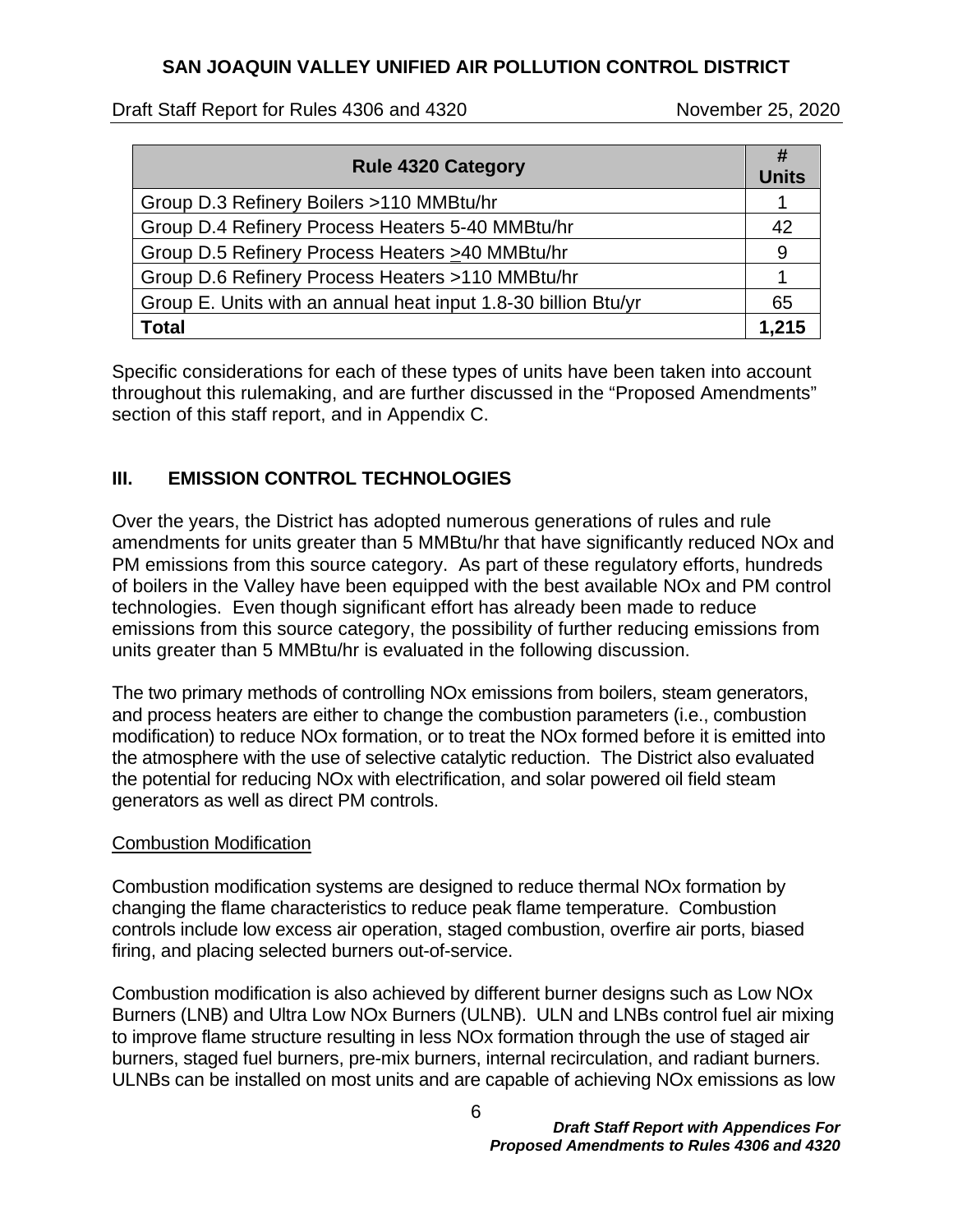| Rule 4320 Category | # Units |
|---|---|
| Group D.3 Refinery Boilers >110 MMBtu/hr | 1 |
| Group D.4 Refinery Process Heaters 5-40 MMBtu/hr | 42 |
| Group D.5 Refinery Process Heaters ≥40 MMBtu/hr | 9 |
| Group D.6 Refinery Process Heaters >110 MMBtu/hr | 1 |
| Group E. Units with an annual heat input 1.8-30 billion Btu/yr | 65 |
| **Total** | **1,215** |

Specific considerations for each of these types of units have been taken into account throughout this rulemaking, and are further discussed in the "Proposed Amendments" section of this staff report, and in Appendix C.

## III. EMISSION CONTROL TECHNOLOGIES

Over the years, the District has adopted numerous generations of rules and rule amendments for units greater than 5 MMBtu/hr that have significantly reduced NOx and PM emissions from this source category. As part of these regulatory efforts, hundreds of boilers in the Valley have been equipped with the best available NOx and PM control technologies. Even though significant effort has already been made to reduce emissions from this source category, the possibility of further reducing emissions from units greater than 5 MMBtu/hr is evaluated in the following discussion.

The two primary methods of controlling NOx emissions from boilers, steam generators, and process heaters are either to change the combustion parameters (i.e., combustion modification) to reduce NOx formation, or to treat the NOx formed before it is emitted into the atmosphere with the use of selective catalytic reduction. The District also evaluated the potential for reducing NOx with electrification, and solar powered oil field steam generators as well as direct PM controls.

### Combustion Modification

Combustion modification systems are designed to reduce thermal NOx formation by changing the flame characteristics to reduce peak flame temperature. Combustion controls include low excess air operation, staged combustion, overfire air ports, biased firing, and placing selected burners out-of-service.

Combustion modification is also achieved by different burner designs such as Low NOx Burners (LNB) and Ultra Low NOx Burners (ULNB). ULN and LNBs control fuel air mixing to improve flame structure resulting in less NOx formation through the use of staged air burners, staged fuel burners, pre-mix burners, internal recirculation, and radiant burners. ULNBs can be installed on most units and are capable of achieving NOx emissions as low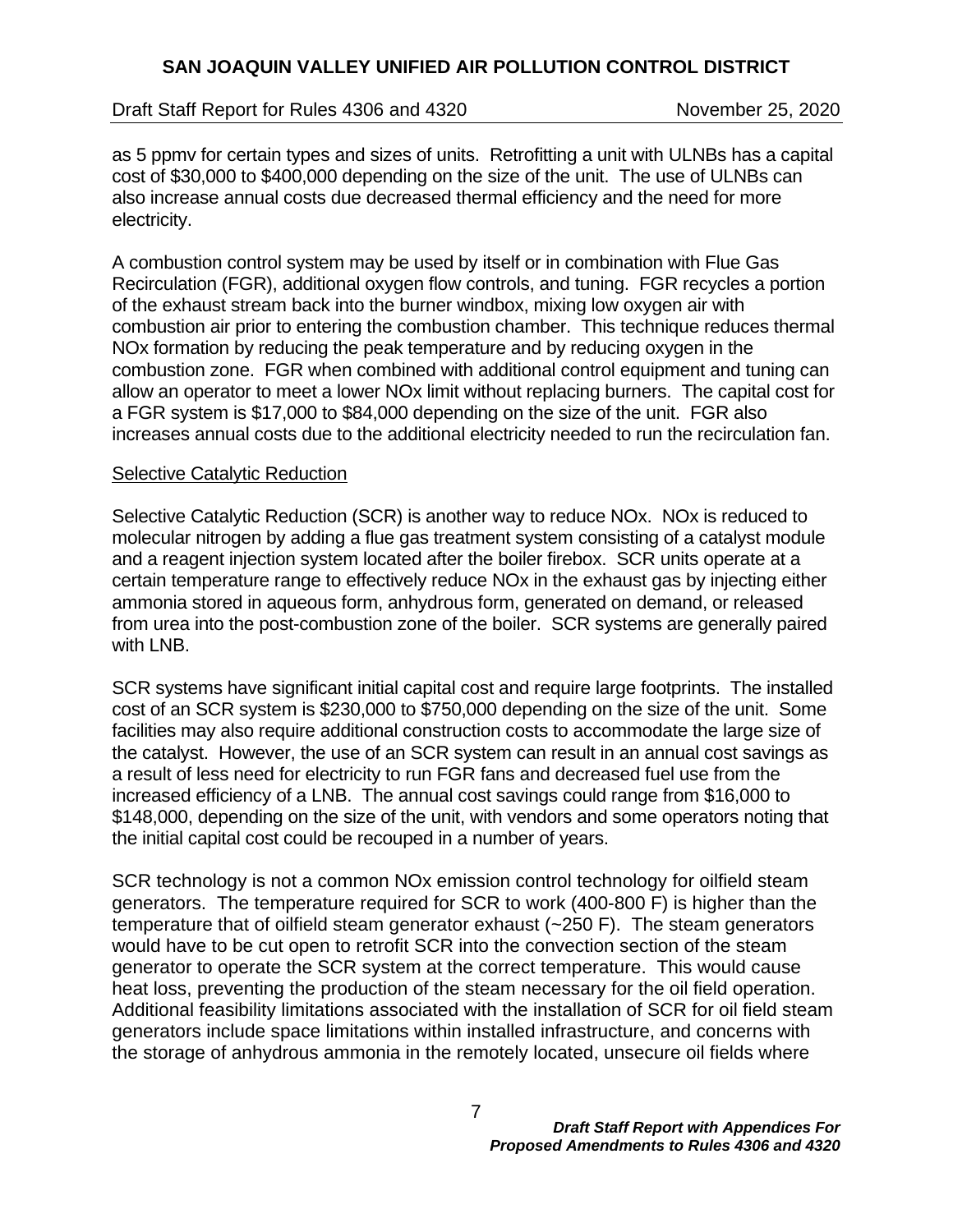as 5 ppmv for certain types and sizes of units. Retrofitting a unit with ULNBs has a capital cost of $30,000 to $400,000 depending on the size of the unit. The use of ULNBs can also increase annual costs due decreased thermal efficiency and the need for more electricity.

A combustion control system may be used by itself or in combination with Flue Gas Recirculation (FGR), additional oxygen flow controls, and tuning. FGR recycles a portion of the exhaust stream back into the burner windbox, mixing low oxygen air with combustion air prior to entering the combustion chamber. This technique reduces thermal NOx formation by reducing the peak temperature and by reducing oxygen in the combustion zone. FGR when combined with additional control equipment and tuning can allow an operator to meet a lower NOx limit without replacing burners. The capital cost for a FGR system is $17,000 to $84,000 depending on the size of the unit. FGR also increases annual costs due to the additional electricity needed to run the recirculation fan.

### Selective Catalytic Reduction

Selective Catalytic Reduction (SCR) is another way to reduce NOx. NOx is reduced to molecular nitrogen by adding a flue gas treatment system consisting of a catalyst module and a reagent injection system located after the boiler firebox. SCR units operate at a certain temperature range to effectively reduce NOx in the exhaust gas by injecting either ammonia stored in aqueous form, anhydrous form, generated on demand, or released from urea into the post-combustion zone of the boiler. SCR systems are generally paired with LNB.

SCR systems have significant initial capital cost and require large footprints. The installed cost of an SCR system is $230,000 to $750,000 depending on the size of the unit. Some facilities may also require additional construction costs to accommodate the large size of the catalyst. However, the use of an SCR system can result in an annual cost savings as a result of less need for electricity to run FGR fans and decreased fuel use from the increased efficiency of a LNB. The annual cost savings could range from $16,000 to $148,000, depending on the size of the unit, with vendors and some operators noting that the initial capital cost could be recouped in a number of years.

SCR technology is not a common NOx emission control technology for oilfield steam generators. The temperature required for SCR to work (400-800 F) is higher than the temperature that of oilfield steam generator exhaust (~250 F). The steam generators would have to be cut open to retrofit SCR into the convection section of the steam generator to operate the SCR system at the correct temperature. This would cause heat loss, preventing the production of the steam necessary for the oil field operation. Additional feasibility limitations associated with the installation of SCR for oil field steam generators include space limitations within installed infrastructure, and concerns with the storage of anhydrous ammonia in the remotely located, unsecure oil fields where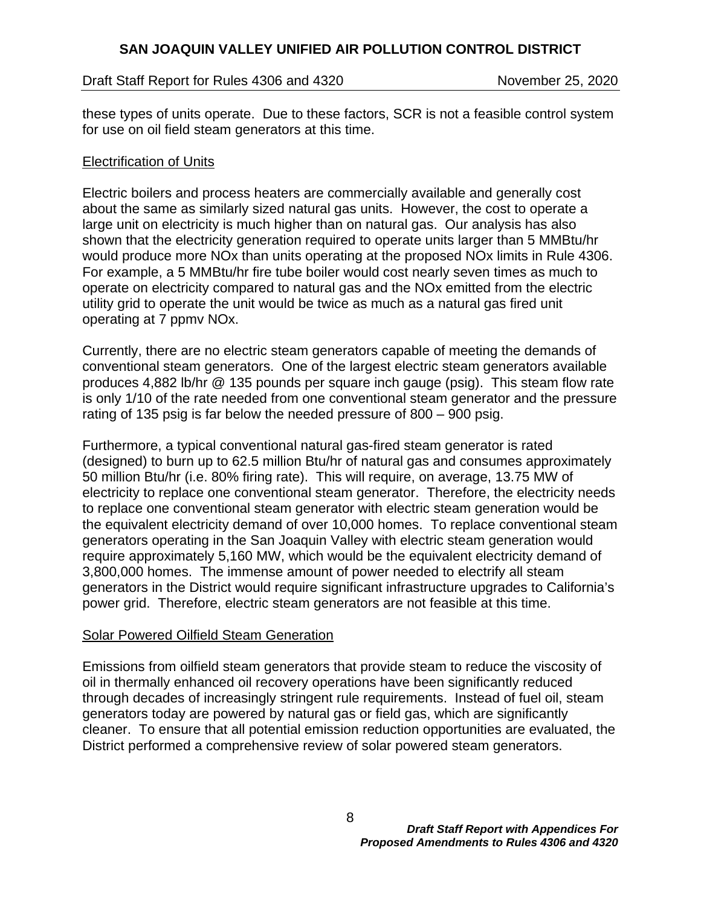these types of units operate. Due to these factors, SCR is not a feasible control system for use on oil field steam generators at this time.

## Electrification of Units

Electric boilers and process heaters are commercially available and generally cost about the same as similarly sized natural gas units. However, the cost to operate a large unit on electricity is much higher than on natural gas. Our analysis has also shown that the electricity generation required to operate units larger than 5 MMBtu/hr would produce more NOx than units operating at the proposed NOx limits in Rule 4306. For example, a 5 MMBtu/hr fire tube boiler would cost nearly seven times as much to operate on electricity compared to natural gas and the NOx emitted from the electric utility grid to operate the unit would be twice as much as a natural gas fired unit operating at 7 ppmv NOx.

Currently, there are no electric steam generators capable of meeting the demands of conventional steam generators. One of the largest electric steam generators available produces 4,882 lb/hr @ 135 pounds per square inch gauge (psig). This steam flow rate is only 1/10 of the rate needed from one conventional steam generator and the pressure rating of 135 psig is far below the needed pressure of 800 – 900 psig.

Furthermore, a typical conventional natural gas-fired steam generator is rated (designed) to burn up to 62.5 million Btu/hr of natural gas and consumes approximately 50 million Btu/hr (i.e. 80% firing rate). This will require, on average, 13.75 MW of electricity to replace one conventional steam generator. Therefore, the electricity needs to replace one conventional steam generator with electric steam generation would be the equivalent electricity demand of over 10,000 homes. To replace conventional steam generators operating in the San Joaquin Valley with electric steam generation would require approximately 5,160 MW, which would be the equivalent electricity demand of 3,800,000 homes. The immense amount of power needed to electrify all steam generators in the District would require significant infrastructure upgrades to California's power grid. Therefore, electric steam generators are not feasible at this time.

## Solar Powered Oilfield Steam Generation

Emissions from oilfield steam generators that provide steam to reduce the viscosity of oil in thermally enhanced oil recovery operations have been significantly reduced through decades of increasingly stringent rule requirements. Instead of fuel oil, steam generators today are powered by natural gas or field gas, which are significantly cleaner. To ensure that all potential emission reduction opportunities are evaluated, the District performed a comprehensive review of solar powered steam generators.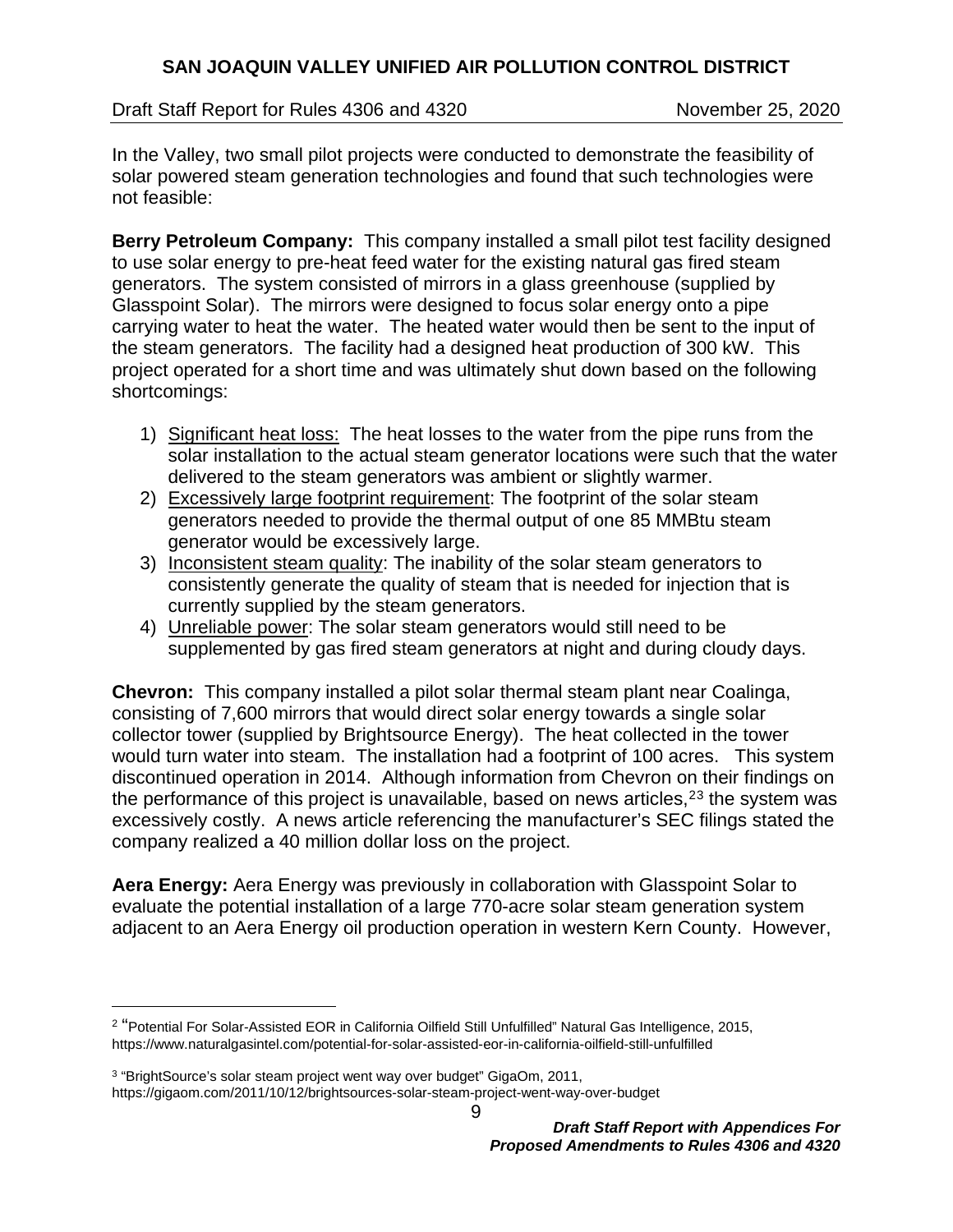In the Valley, two small pilot projects were conducted to demonstrate the feasibility of solar powered steam generation technologies and found that such technologies were not feasible:

**Berry Petroleum Company:** This company installed a small pilot test facility designed to use solar energy to pre-heat feed water for the existing natural gas fired steam generators. The system consisted of mirrors in a glass greenhouse (supplied by Glasspoint Solar). The mirrors were designed to focus solar energy onto a pipe carrying water to heat the water. The heated water would then be sent to the input of the steam generators. The facility had a designed heat production of 300 kW. This project operated for a short time and was ultimately shut down based on the following shortcomings:

1) Significant heat loss: The heat losses to the water from the pipe runs from the solar installation to the actual steam generator locations were such that the water delivered to the steam generators was ambient or slightly warmer.
2) Excessively large footprint requirement: The footprint of the solar steam generators needed to provide the thermal output of one 85 MMBtu steam generator would be excessively large.
3) Inconsistent steam quality: The inability of the solar steam generators to consistently generate the quality of steam that is needed for injection that is currently supplied by the steam generators.
4) Unreliable power: The solar steam generators would still need to be supplemented by gas fired steam generators at night and during cloudy days.

**Chevron:** This company installed a pilot solar thermal steam plant near Coalinga, consisting of 7,600 mirrors that would direct solar energy towards a single solar collector tower (supplied by Brightsource Energy). The heat collected in the tower would turn water into steam. The installation had a footprint of 100 acres. This system discontinued operation in 2014. Although information from Chevron on their findings on the performance of this project is unavailable, based on news articles,[2][3] the system was excessively costly. A news article referencing the manufacturer's SEC filings stated the company realized a 40 million dollar loss on the project.

**Aera Energy:** Aera Energy was previously in collaboration with Glasspoint Solar to evaluate the potential installation of a large 770-acre solar steam generation system adjacent to an Aera Energy oil production operation in western Kern County. However,

---

[2] "Potential For Solar-Assisted EOR in California Oilfield Still Unfulfilled" Natural Gas Intelligence, 2015, https://www.naturalgasintel.com/potential-for-solar-assisted-eor-in-california-oilfield-still-unfulfilled

[3] "BrightSource's solar steam project went way over budget" GigaOm, 2011, https://gigaom.com/2011/10/12/brightsources-solar-steam-project-went-way-over-budget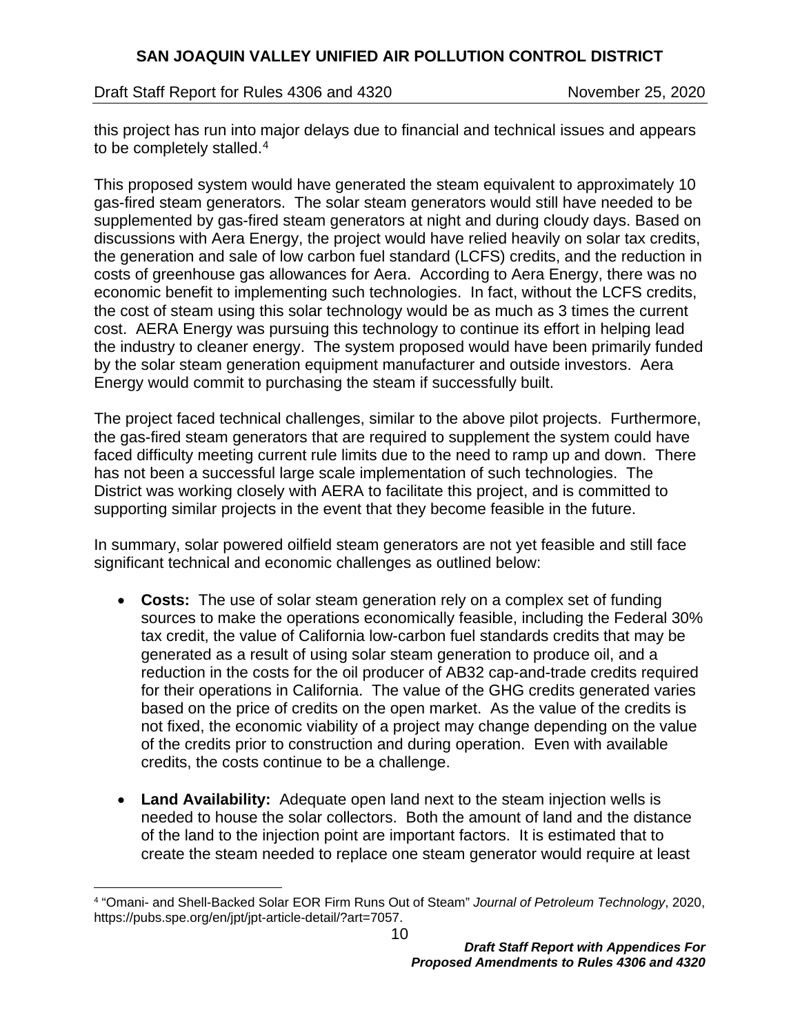this project has run into major delays due to financial and technical issues and appears to be completely stalled.[4]

This proposed system would have generated the steam equivalent to approximately 10 gas-fired steam generators. The solar steam generators would still have needed to be supplemented by gas-fired steam generators at night and during cloudy days. Based on discussions with Aera Energy, the project would have relied heavily on solar tax credits, the generation and sale of low carbon fuel standard (LCFS) credits, and the reduction in costs of greenhouse gas allowances for Aera. According to Aera Energy, there was no economic benefit to implementing such technologies. In fact, without the LCFS credits, the cost of steam using this solar technology would be as much as 3 times the current cost. AERA Energy was pursuing this technology to continue its effort in helping lead the industry to cleaner energy. The system proposed would have been primarily funded by the solar steam generation equipment manufacturer and outside investors. Aera Energy would commit to purchasing the steam if successfully built.

The project faced technical challenges, similar to the above pilot projects. Furthermore, the gas-fired steam generators that are required to supplement the system could have faced difficulty meeting current rule limits due to the need to ramp up and down. There has not been a successful large scale implementation of such technologies. The District was working closely with AERA to facilitate this project, and is committed to supporting similar projects in the event that they become feasible in the future.

In summary, solar powered oilfield steam generators are not yet feasible and still face significant technical and economic challenges as outlined below:

- **Costs:** The use of solar steam generation rely on a complex set of funding sources to make the operations economically feasible, including the Federal 30% tax credit, the value of California low-carbon fuel standards credits that may be generated as a result of using solar steam generation to produce oil, and a reduction in the costs for the oil producer of AB32 cap-and-trade credits required for their operations in California. The value of the GHG credits generated varies based on the price of credits on the open market. As the value of the credits is not fixed, the economic viability of a project may change depending on the value of the credits prior to construction and during operation. Even with available credits, the costs continue to be a challenge.

- **Land Availability:** Adequate open land next to the steam injection wells is needed to house the solar collectors. Both the amount of land and the distance of the land to the injection point are important factors. It is estimated that to create the steam needed to replace one steam generator would require at least

---

[4] "Omani- and Shell-Backed Solar EOR Firm Runs Out of Steam" *Journal of Petroleum Technology*, 2020, https://pubs.spe.org/en/jpt/jpt-article-detail/?art=7057.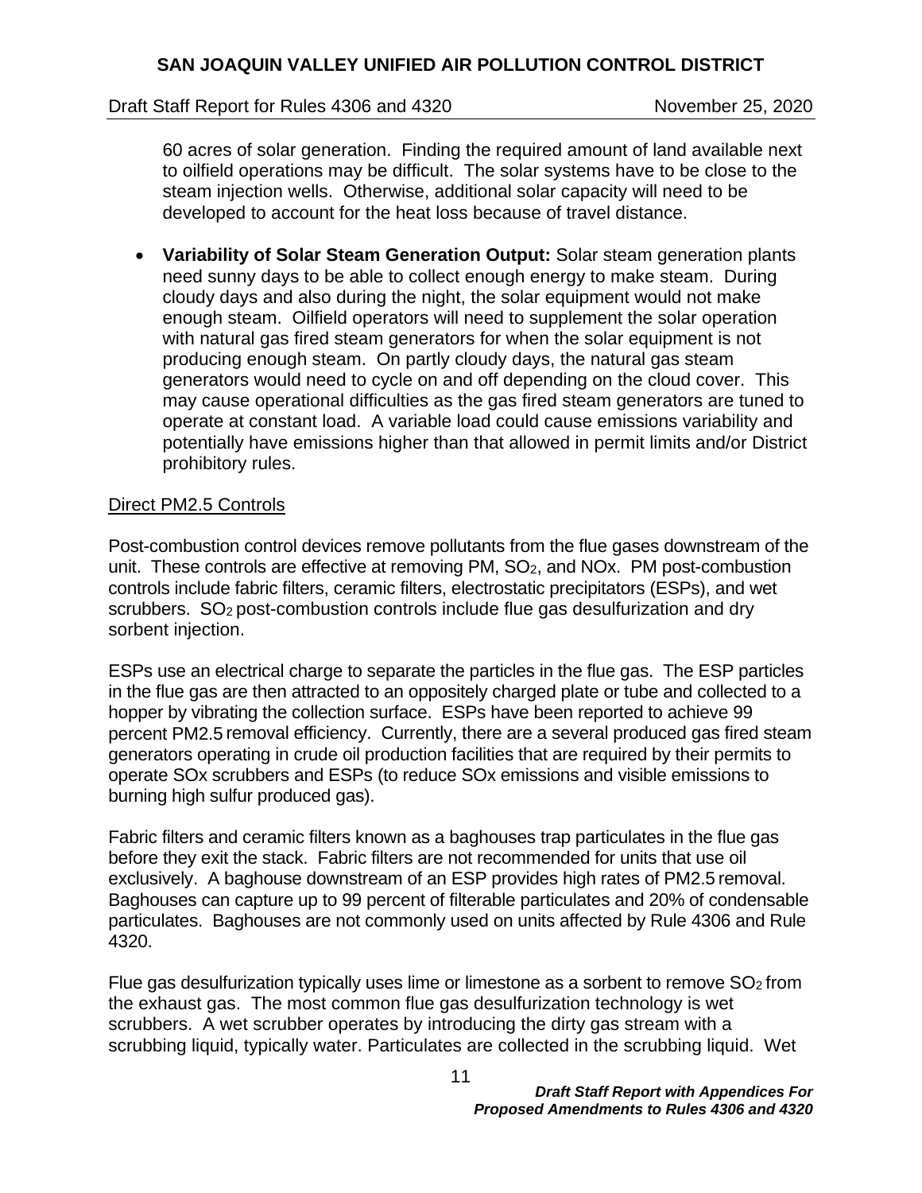60 acres of solar generation. Finding the required amount of land available next to oilfield operations may be difficult. The solar systems have to be close to the steam injection wells. Otherwise, additional solar capacity will need to be developed to account for the heat loss because of travel distance.

- **Variability of Solar Steam Generation Output:** Solar steam generation plants need sunny days to be able to collect enough energy to make steam. During cloudy days and also during the night, the solar equipment would not make enough steam. Oilfield operators will need to supplement the solar operation with natural gas fired steam generators for when the solar equipment is not producing enough steam. On partly cloudy days, the natural gas steam generators would need to cycle on and off depending on the cloud cover. This may cause operational difficulties as the gas fired steam generators are tuned to operate at constant load. A variable load could cause emissions variability and potentially have emissions higher than that allowed in permit limits and/or District prohibitory rules.

Direct PM2.5 Controls

Post-combustion control devices remove pollutants from the flue gases downstream of the unit. These controls are effective at removing PM, $SO_2$, and NOx. PM post-combustion controls include fabric filters, ceramic filters, electrostatic precipitators (ESPs), and wet scrubbers. $SO_2$ post-combustion controls include flue gas desulfurization and dry sorbent injection.

ESPs use an electrical charge to separate the particles in the flue gas. The ESP particles in the flue gas are then attracted to an oppositely charged plate or tube and collected to a hopper by vibrating the collection surface. ESPs have been reported to achieve 99 percent PM2.5 removal efficiency. Currently, there are a several produced gas fired steam generators operating in crude oil production facilities that are required by their permits to operate SOx scrubbers and ESPs (to reduce SOx emissions and visible emissions to burning high sulfur produced gas).

Fabric filters and ceramic filters known as a baghouses trap particulates in the flue gas before they exit the stack. Fabric filters are not recommended for units that use oil exclusively. A baghouse downstream of an ESP provides high rates of PM2.5 removal. Baghouses can capture up to 99 percent of filterable particulates and 20% of condensable particulates. Baghouses are not commonly used on units affected by Rule 4306 and Rule 4320.

Flue gas desulfurization typically uses lime or limestone as a sorbent to remove $SO_2$ from the exhaust gas. The most common flue gas desulfurization technology is wet scrubbers. A wet scrubber operates by introducing the dirty gas stream with a scrubbing liquid, typically water. Particulates are collected in the scrubbing liquid. Wet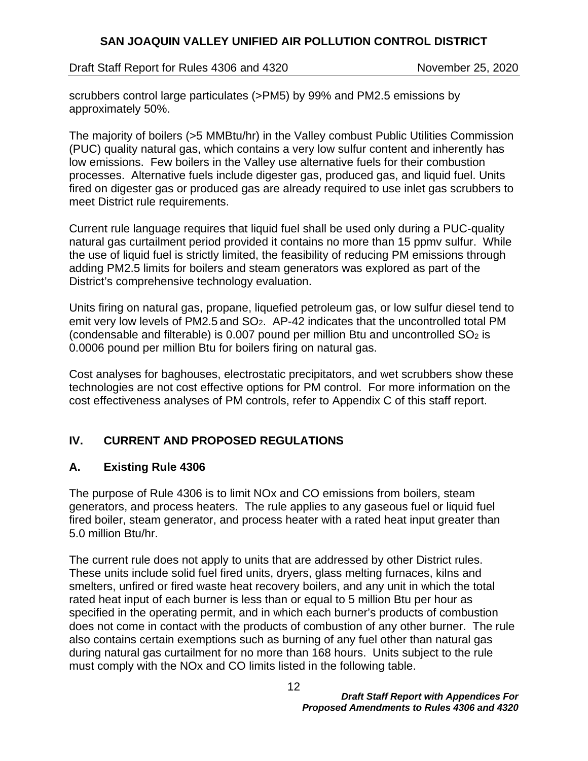scrubbers control large particulates (>PM5) by 99% and PM2.5 emissions by approximately 50%.

The majority of boilers (>5 MMBtu/hr) in the Valley combust Public Utilities Commission (PUC) quality natural gas, which contains a very low sulfur content and inherently has low emissions. Few boilers in the Valley use alternative fuels for their combustion processes. Alternative fuels include digester gas, produced gas, and liquid fuel. Units fired on digester gas or produced gas are already required to use inlet gas scrubbers to meet District rule requirements.

Current rule language requires that liquid fuel shall be used only during a PUC-quality natural gas curtailment period provided it contains no more than 15 ppmv sulfur. While the use of liquid fuel is strictly limited, the feasibility of reducing PM emissions through adding PM2.5 limits for boilers and steam generators was explored as part of the District's comprehensive technology evaluation.

Units firing on natural gas, propane, liquefied petroleum gas, or low sulfur diesel tend to emit very low levels of PM2.5 and $SO_2$. AP-42 indicates that the uncontrolled total PM (condensable and filterable) is 0.007 pound per million Btu and uncontrolled $SO_2$ is 0.0006 pound per million Btu for boilers firing on natural gas.

Cost analyses for baghouses, electrostatic precipitators, and wet scrubbers show these technologies are not cost effective options for PM control. For more information on the cost effectiveness analyses of PM controls, refer to Appendix C of this staff report.

## IV. CURRENT AND PROPOSED REGULATIONS

### A. Existing Rule 4306

The purpose of Rule 4306 is to limit NOx and CO emissions from boilers, steam generators, and process heaters. The rule applies to any gaseous fuel or liquid fuel fired boiler, steam generator, and process heater with a rated heat input greater than 5.0 million Btu/hr.

The current rule does not apply to units that are addressed by other District rules. These units include solid fuel fired units, dryers, glass melting furnaces, kilns and smelters, unfired or fired waste heat recovery boilers, and any unit in which the total rated heat input of each burner is less than or equal to 5 million Btu per hour as specified in the operating permit, and in which each burner's products of combustion does not come in contact with the products of combustion of any other burner. The rule also contains certain exemptions such as burning of any fuel other than natural gas during natural gas curtailment for no more than 168 hours. Units subject to the rule must comply with the NOx and CO limits listed in the following table.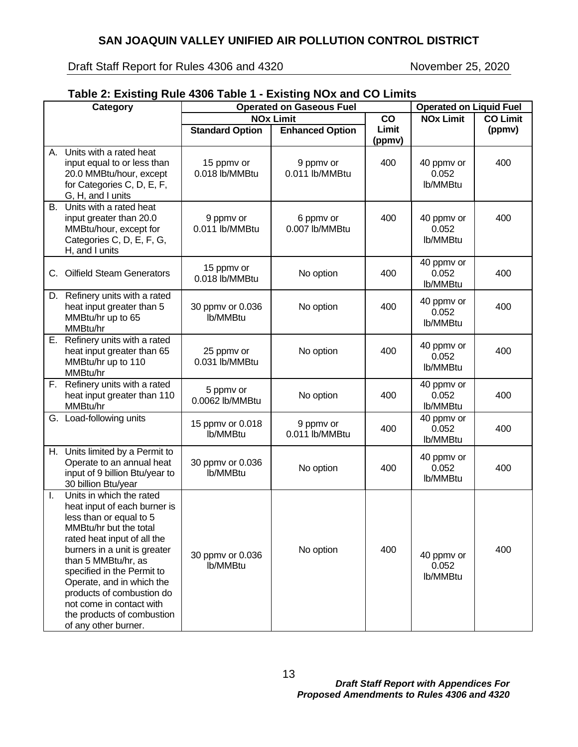## Table 2: Existing Rule 4306 Table 1 - Existing NOx and CO Limits

| Category | Operated on Gaseous Fuel | | | Operated on Liquid Fuel | |
|---|---|---|---|---|---|
| | NOx Limit | | CO Limit (ppmv) | NOx Limit | CO Limit (ppmv) |
| | Standard Option | Enhanced Option | | | |
| A. Units with a rated heat input equal to or less than 20.0 MMBtu/hour, except for Categories C, D, E, F, G, H, and I units | 15 ppmv or 0.018 lb/MMBtu | 9 ppmv or 0.011 lb/MMBtu | 400 | 40 ppmv or 0.052 lb/MMBtu | 400 |
| B. Units with a rated heat input greater than 20.0 MMBtu/hour, except for Categories C, D, E, F, G, H, and I units | 9 ppmv or 0.011 lb/MMBtu | 6 ppmv or 0.007 lb/MMBtu | 400 | 40 ppmv or 0.052 lb/MMBtu | 400 |
| C. Oilfield Steam Generators | 15 ppmv or 0.018 lb/MMBtu | No option | 400 | 40 ppmv or 0.052 lb/MMBtu | 400 |
| D. Refinery units with a rated heat input greater than 5 MMBtu/hr up to 65 MMBtu/hr | 30 ppmv or 0.036 lb/MMBtu | No option | 400 | 40 ppmv or 0.052 lb/MMBtu | 400 |
| E. Refinery units with a rated heat input greater than 65 MMBtu/hr up to 110 MMBtu/hr | 25 ppmv or 0.031 lb/MMBtu | No option | 400 | 40 ppmv or 0.052 lb/MMBtu | 400 |
| F. Refinery units with a rated heat input greater than 110 MMBtu/hr | 5 ppmv or 0.0062 lb/MMBtu | No option | 400 | 40 ppmv or 0.052 lb/MMBtu | 400 |
| G. Load-following units | 15 ppmv or 0.018 lb/MMBtu | 9 ppmv or 0.011 lb/MMBtu | 400 | 40 ppmv or 0.052 lb/MMBtu | 400 |
| H. Units limited by a Permit to Operate to an annual heat input of 9 billion Btu/year to 30 billion Btu/year | 30 ppmv or 0.036 lb/MMBtu | No option | 400 | 40 ppmv or 0.052 lb/MMBtu | 400 |
| I. Units in which the rated heat input of each burner is less than or equal to 5 MMBtu/hr but the total rated heat input of all the burners in a unit is greater than 5 MMBtu/hr, as specified in the Permit to Operate, and in which the products of combustion do not come in contact with the products of combustion of any other burner. | 30 ppmv or 0.036 lb/MMBtu | No option | 400 | 40 ppmv or 0.052 lb/MMBtu | 400 |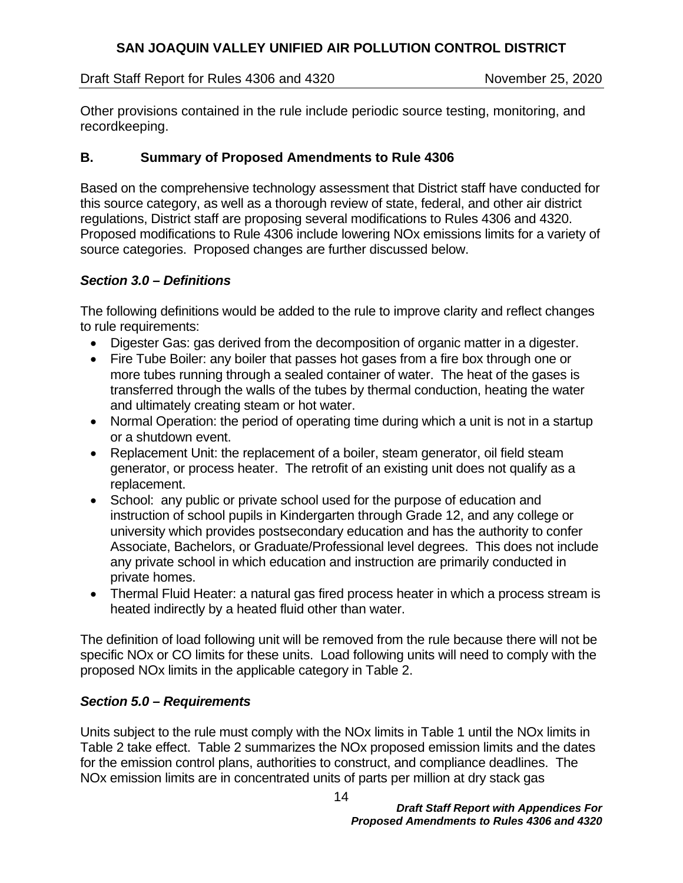Other provisions contained in the rule include periodic source testing, monitoring, and recordkeeping.

## B. Summary of Proposed Amendments to Rule 4306

Based on the comprehensive technology assessment that District staff have conducted for this source category, as well as a thorough review of state, federal, and other air district regulations, District staff are proposing several modifications to Rules 4306 and 4320. Proposed modifications to Rule 4306 include lowering NOx emissions limits for a variety of source categories. Proposed changes are further discussed below.

### *Section 3.0 – Definitions*

The following definitions would be added to the rule to improve clarity and reflect changes to rule requirements:

- Digester Gas: gas derived from the decomposition of organic matter in a digester.
- Fire Tube Boiler: any boiler that passes hot gases from a fire box through one or more tubes running through a sealed container of water. The heat of the gases is transferred through the walls of the tubes by thermal conduction, heating the water and ultimately creating steam or hot water.
- Normal Operation: the period of operating time during which a unit is not in a startup or a shutdown event.
- Replacement Unit: the replacement of a boiler, steam generator, oil field steam generator, or process heater. The retrofit of an existing unit does not qualify as a replacement.
- School: any public or private school used for the purpose of education and instruction of school pupils in Kindergarten through Grade 12, and any college or university which provides postsecondary education and has the authority to confer Associate, Bachelors, or Graduate/Professional level degrees. This does not include any private school in which education and instruction are primarily conducted in private homes.
- Thermal Fluid Heater: a natural gas fired process heater in which a process stream is heated indirectly by a heated fluid other than water.

The definition of load following unit will be removed from the rule because there will not be specific NOx or CO limits for these units. Load following units will need to comply with the proposed NOx limits in the applicable category in Table 2.

### *Section 5.0 – Requirements*

Units subject to the rule must comply with the NOx limits in Table 1 until the NOx limits in Table 2 take effect. Table 2 summarizes the NOx proposed emission limits and the dates for the emission control plans, authorities to construct, and compliance deadlines. The NOx emission limits are in concentrated units of parts per million at dry stack gas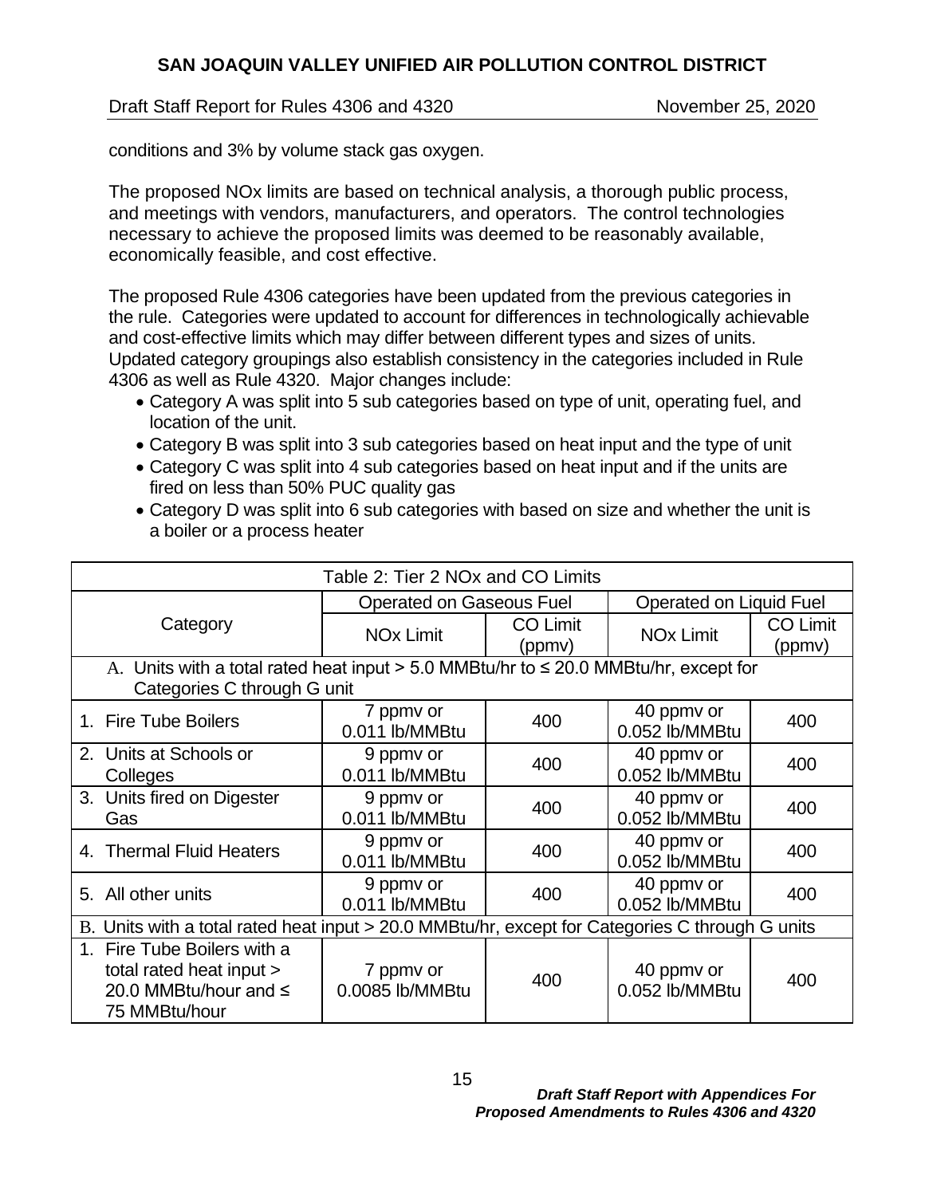conditions and 3% by volume stack gas oxygen.

The proposed NOx limits are based on technical analysis, a thorough public process, and meetings with vendors, manufacturers, and operators. The control technologies necessary to achieve the proposed limits was deemed to be reasonably available, economically feasible, and cost effective.

The proposed Rule 4306 categories have been updated from the previous categories in the rule. Categories were updated to account for differences in technologically achievable and cost-effective limits which may differ between different types and sizes of units. Updated category groupings also establish consistency in the categories included in Rule 4306 as well as Rule 4320. Major changes include:

- Category A was split into 5 sub categories based on type of unit, operating fuel, and location of the unit.
- Category B was split into 3 sub categories based on heat input and the type of unit
- Category C was split into 4 sub categories based on heat input and if the units are fired on less than 50% PUC quality gas
- Category D was split into 6 sub categories with based on size and whether the unit is a boiler or a process heater

| Table 2: Tier 2 NOx and CO Limits | | | | |
|---|---|---|---|---|
| Category | Operated on Gaseous Fuel | | Operated on Liquid Fuel | |
| | NOx Limit | CO Limit (ppmv) | NOx Limit | CO Limit (ppmv) |
| A. Units with a total rated heat input > 5.0 MMBtu/hr to ≤ 20.0 MMBtu/hr, except for Categories C through G unit | | | | |
| 1. Fire Tube Boilers | 7 ppmv or 0.011 lb/MMBtu | 400 | 40 ppmv or 0.052 lb/MMBtu | 400 |
| 2. Units at Schools or Colleges | 9 ppmv or 0.011 lb/MMBtu | 400 | 40 ppmv or 0.052 lb/MMBtu | 400 |
| 3. Units fired on Digester Gas | 9 ppmv or 0.011 lb/MMBtu | 400 | 40 ppmv or 0.052 lb/MMBtu | 400 |
| 4. Thermal Fluid Heaters | 9 ppmv or 0.011 lb/MMBtu | 400 | 40 ppmv or 0.052 lb/MMBtu | 400 |
| 5. All other units | 9 ppmv or 0.011 lb/MMBtu | 400 | 40 ppmv or 0.052 lb/MMBtu | 400 |
| B. Units with a total rated heat input > 20.0 MMBtu/hr, except for Categories C through G units | | | | |
| 1. Fire Tube Boilers with a total rated heat input > 20.0 MMBtu/hour and ≤ 75 MMBtu/hour | 7 ppmv or 0.0085 lb/MMBtu | 400 | 40 ppmv or 0.052 lb/MMBtu | 400 |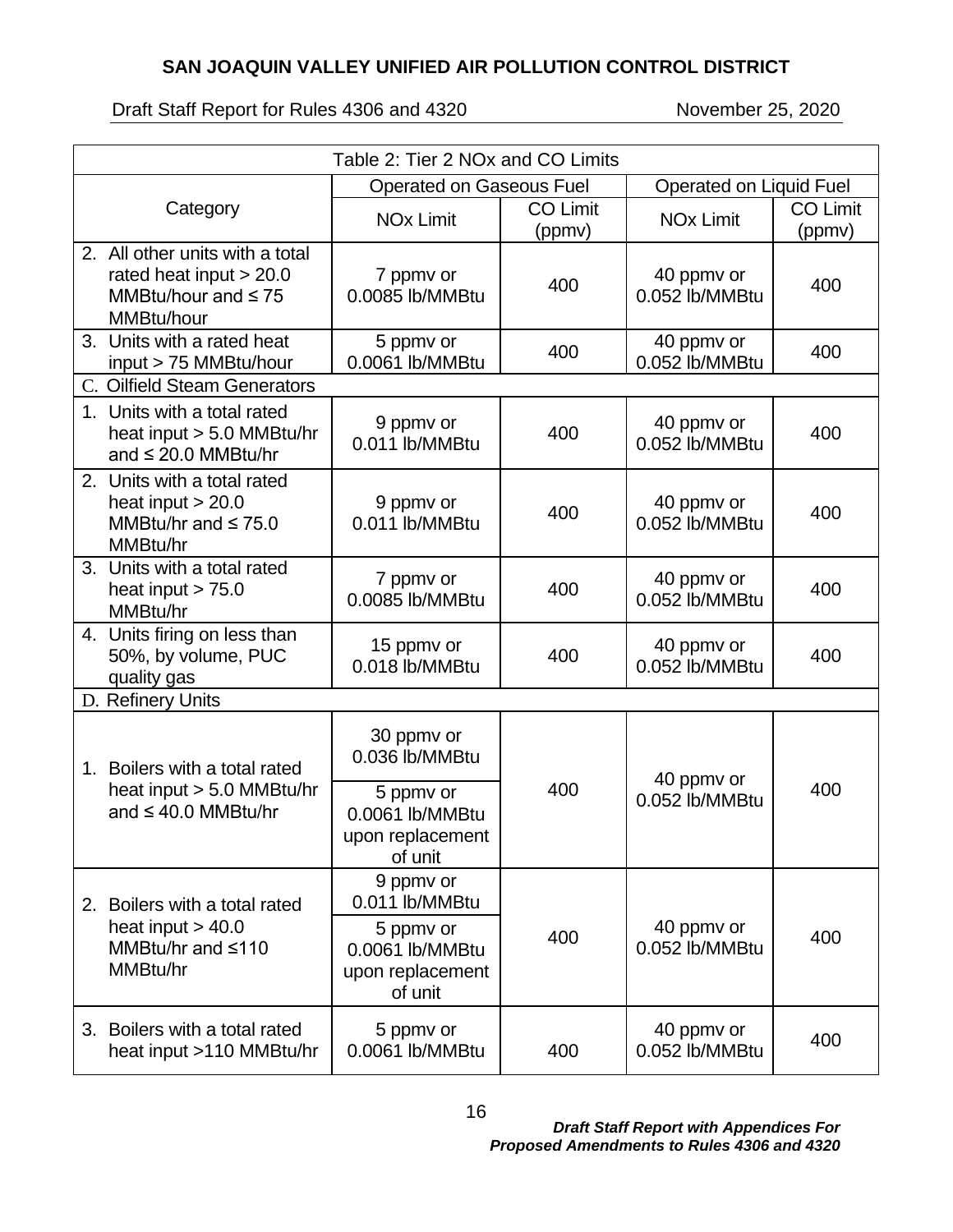| Table 2: Tier 2 NOx and CO Limits | | | | |
|---|---|---|---|---|
| Category | Operated on Gaseous Fuel | | Operated on Liquid Fuel | |
| | NOx Limit | CO Limit (ppmv) | NOx Limit | CO Limit (ppmv) |
| 2. All other units with a total rated heat input > 20.0 MMBtu/hour and ≤ 75 MMBtu/hour | 7 ppmv or 0.0085 lb/MMBtu | 400 | 40 ppmv or 0.052 lb/MMBtu | 400 |
| 3. Units with a rated heat input > 75 MMBtu/hour | 5 ppmv or 0.0061 lb/MMBtu | 400 | 40 ppmv or 0.052 lb/MMBtu | 400 |
| C. Oilfield Steam Generators | | | | |
| 1. Units with a total rated heat input > 5.0 MMBtu/hr and ≤ 20.0 MMBtu/hr | 9 ppmv or 0.011 lb/MMBtu | 400 | 40 ppmv or 0.052 lb/MMBtu | 400 |
| 2. Units with a total rated heat input > 20.0 MMBtu/hr and ≤ 75.0 MMBtu/hr | 9 ppmv or 0.011 lb/MMBtu | 400 | 40 ppmv or 0.052 lb/MMBtu | 400 |
| 3. Units with a total rated heat input > 75.0 MMBtu/hr | 7 ppmv or 0.0085 lb/MMBtu | 400 | 40 ppmv or 0.052 lb/MMBtu | 400 |
| 4. Units firing on less than 50%, by volume, PUC quality gas | 15 ppmv or 0.018 lb/MMBtu | 400 | 40 ppmv or 0.052 lb/MMBtu | 400 |
| D. Refinery Units | | | | |
| 1. Boilers with a total rated heat input > 5.0 MMBtu/hr and ≤ 40.0 MMBtu/hr | 30 ppmv or 0.036 lb/MMBtu | 400 | 40 ppmv or 0.052 lb/MMBtu | 400 |
| | 5 ppmv or 0.0061 lb/MMBtu upon replacement of unit | | | |
| 2. Boilers with a total rated heat input > 40.0 MMBtu/hr and ≤110 MMBtu/hr | 9 ppmv or 0.011 lb/MMBtu | 400 | 40 ppmv or 0.052 lb/MMBtu | 400 |
| | 5 ppmv or 0.0061 lb/MMBtu upon replacement of unit | | | |
| 3. Boilers with a total rated heat input >110 MMBtu/hr | 5 ppmv or 0.0061 lb/MMBtu | 400 | 40 ppmv or 0.052 lb/MMBtu | 400 |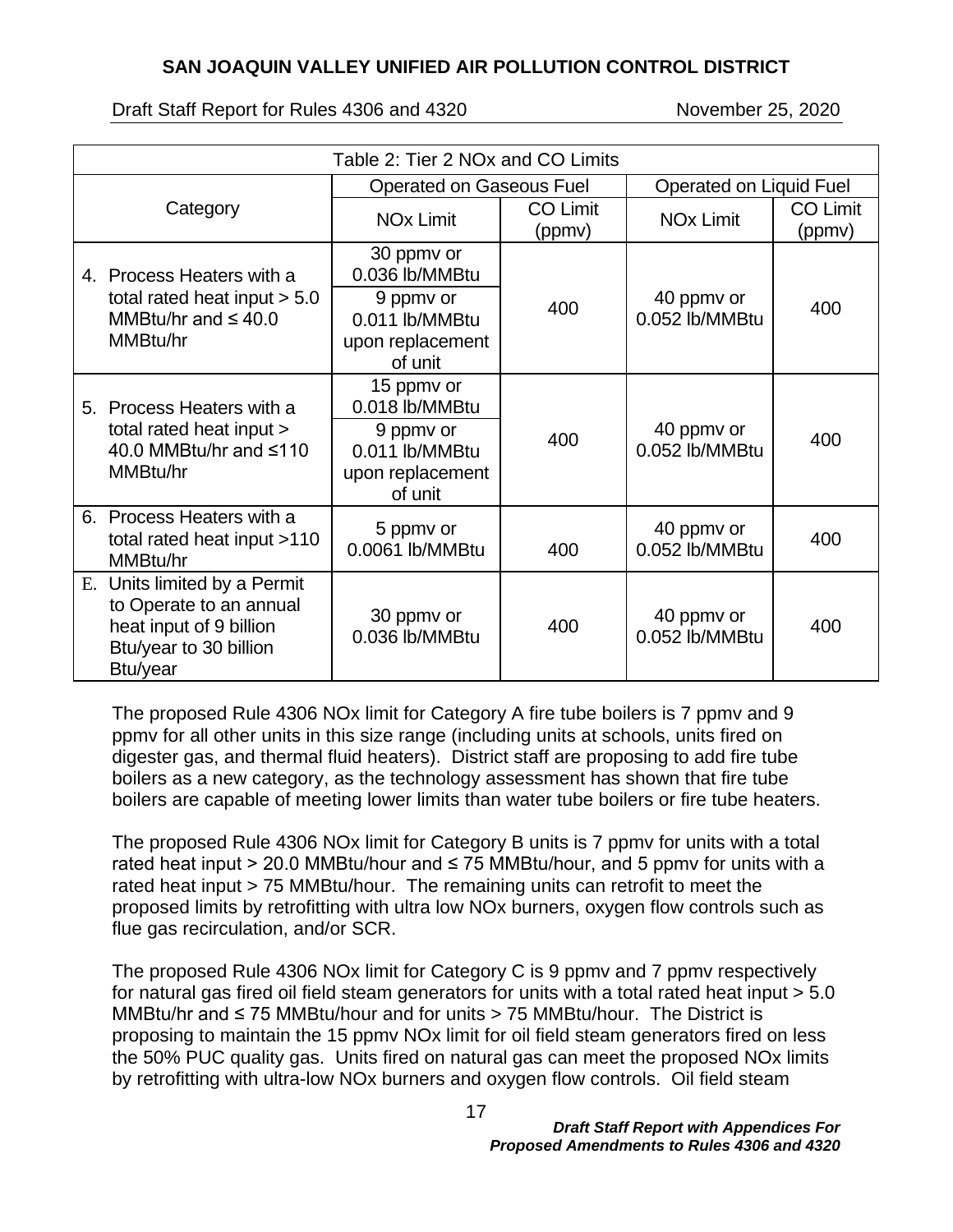| Table 2: Tier 2 NOx and CO Limits | | | | |
|---|---|---|---|---|
| Category | Operated on Gaseous Fuel | | Operated on Liquid Fuel | |
| | NOx Limit | CO Limit (ppmv) | NOx Limit | CO Limit (ppmv) |
| 4. Process Heaters with a total rated heat input > 5.0 MMBtu/hr and ≤ 40.0 MMBtu/hr | 30 ppmv or 0.036 lb/MMBtu<br>9 ppmv or 0.011 lb/MMBtu upon replacement of unit | 400 | 40 ppmv or 0.052 lb/MMBtu | 400 |
| 5. Process Heaters with a total rated heat input > 40.0 MMBtu/hr and ≤110 MMBtu/hr | 15 ppmv or 0.018 lb/MMBtu<br>9 ppmv or 0.011 lb/MMBtu upon replacement of unit | 400 | 40 ppmv or 0.052 lb/MMBtu | 400 |
| 6. Process Heaters with a total rated heat input >110 MMBtu/hr | 5 ppmv or 0.0061 lb/MMBtu | 400 | 40 ppmv or 0.052 lb/MMBtu | 400 |
| E. Units limited by a Permit to Operate to an annual heat input of 9 billion Btu/year to 30 billion Btu/year | 30 ppmv or 0.036 lb/MMBtu | 400 | 40 ppmv or 0.052 lb/MMBtu | 400 |

The proposed Rule 4306 NOx limit for Category A fire tube boilers is 7 ppmv and 9 ppmv for all other units in this size range (including units at schools, units fired on digester gas, and thermal fluid heaters). District staff are proposing to add fire tube boilers as a new category, as the technology assessment has shown that fire tube boilers are capable of meeting lower limits than water tube boilers or fire tube heaters.

The proposed Rule 4306 NOx limit for Category B units is 7 ppmv for units with a total rated heat input > 20.0 MMBtu/hour and ≤ 75 MMBtu/hour, and 5 ppmv for units with a rated heat input > 75 MMBtu/hour. The remaining units can retrofit to meet the proposed limits by retrofitting with ultra low NOx burners, oxygen flow controls such as flue gas recirculation, and/or SCR.

The proposed Rule 4306 NOx limit for Category C is 9 ppmv and 7 ppmv respectively for natural gas fired oil field steam generators for units with a total rated heat input > 5.0 MMBtu/hr and ≤ 75 MMBtu/hour and for units > 75 MMBtu/hour. The District is proposing to maintain the 15 ppmv NOx limit for oil field steam generators fired on less the 50% PUC quality gas. Units fired on natural gas can meet the proposed NOx limits by retrofitting with ultra-low NOx burners and oxygen flow controls. Oil field steam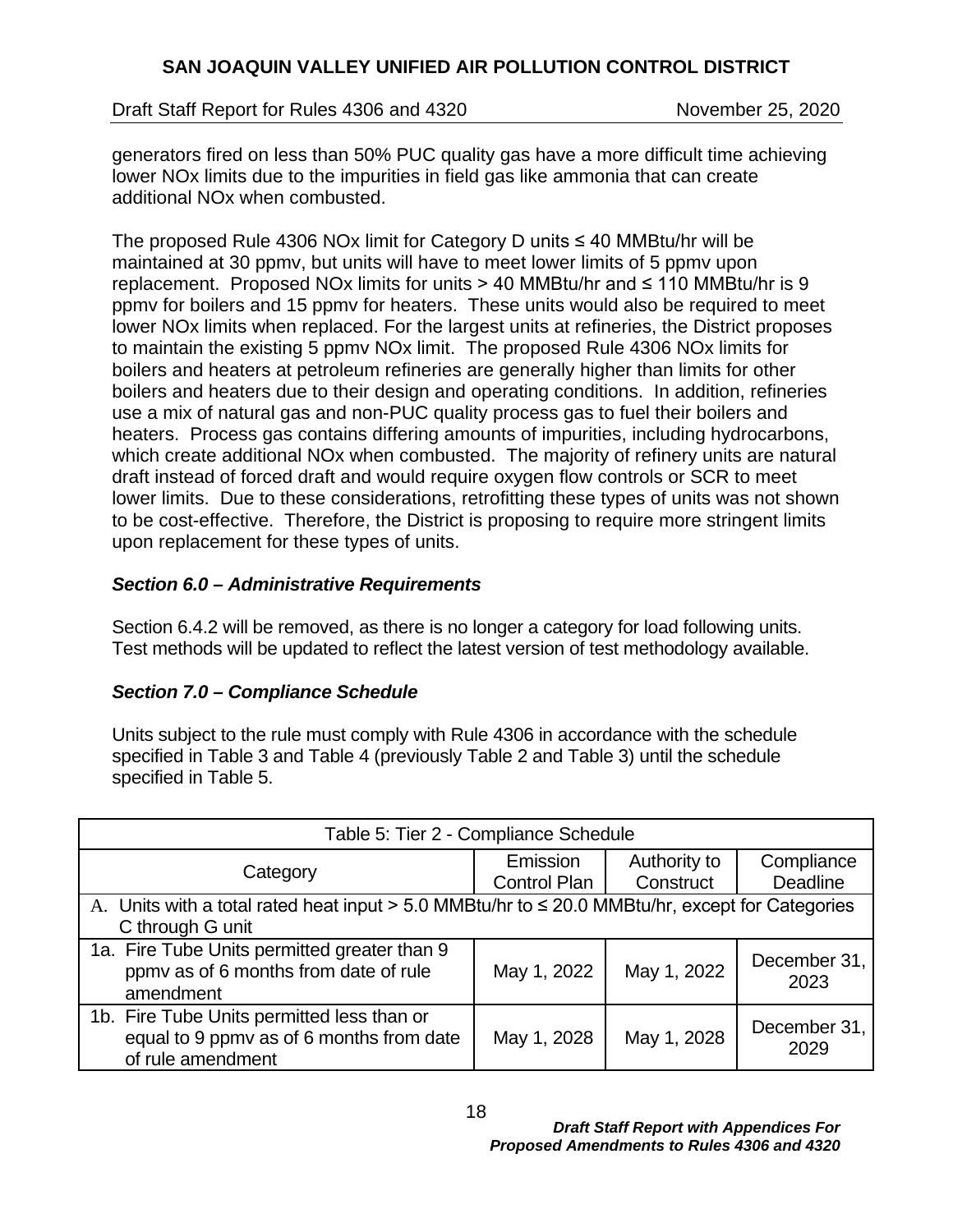generators fired on less than 50% PUC quality gas have a more difficult time achieving lower NOx limits due to the impurities in field gas like ammonia that can create additional NOx when combusted.

The proposed Rule 4306 NOx limit for Category D units ≤ 40 MMBtu/hr will be maintained at 30 ppmv, but units will have to meet lower limits of 5 ppmv upon replacement. Proposed NOx limits for units > 40 MMBtu/hr and ≤ 110 MMBtu/hr is 9 ppmv for boilers and 15 ppmv for heaters. These units would also be required to meet lower NOx limits when replaced. For the largest units at refineries, the District proposes to maintain the existing 5 ppmv NOx limit. The proposed Rule 4306 NOx limits for boilers and heaters at petroleum refineries are generally higher than limits for other boilers and heaters due to their design and operating conditions. In addition, refineries use a mix of natural gas and non-PUC quality process gas to fuel their boilers and heaters. Process gas contains differing amounts of impurities, including hydrocarbons, which create additional NOx when combusted. The majority of refinery units are natural draft instead of forced draft and would require oxygen flow controls or SCR to meet lower limits. Due to these considerations, retrofitting these types of units was not shown to be cost-effective. Therefore, the District is proposing to require more stringent limits upon replacement for these types of units.

### *Section 6.0 – Administrative Requirements*

Section 6.4.2 will be removed, as there is no longer a category for load following units. Test methods will be updated to reflect the latest version of test methodology available.

### *Section 7.0 – Compliance Schedule*

Units subject to the rule must comply with Rule 4306 in accordance with the schedule specified in Table 3 and Table 4 (previously Table 2 and Table 3) until the schedule specified in Table 5.

| Table 5: Tier 2 - Compliance Schedule | | | |
|---|---|---|---|
| Category | Emission Control Plan | Authority to Construct | Compliance Deadline |
| A. Units with a total rated heat input > 5.0 MMBtu/hr to ≤ 20.0 MMBtu/hr, except for Categories C through G unit | | | |
| 1a. Fire Tube Units permitted greater than 9 ppmv as of 6 months from date of rule amendment | May 1, 2022 | May 1, 2022 | December 31, 2023 |
| 1b. Fire Tube Units permitted less than or equal to 9 ppmv as of 6 months from date of rule amendment | May 1, 2028 | May 1, 2028 | December 31, 2029 |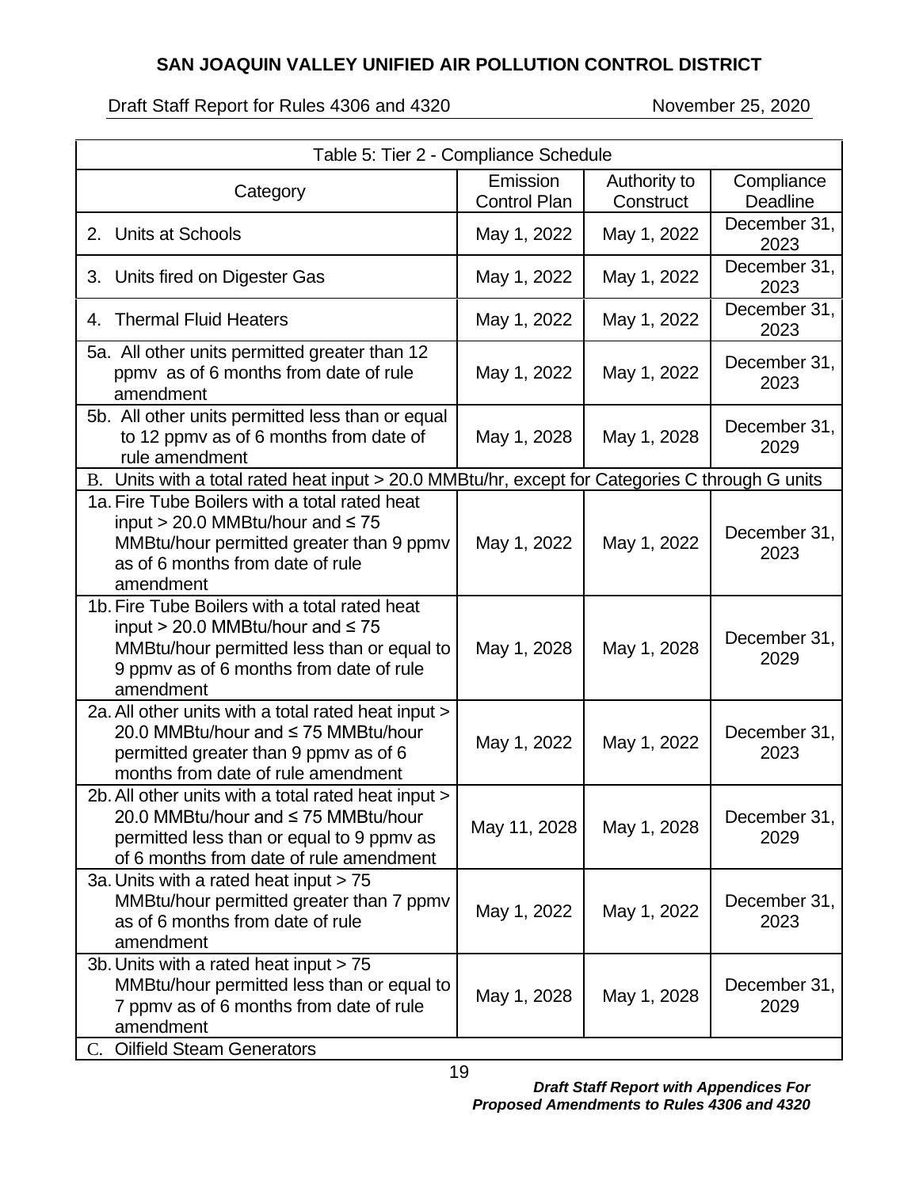| Table 5: Tier 2 - Compliance Schedule | | | |
|---|---|---|---|
| Category | Emission Control Plan | Authority to Construct | Compliance Deadline |
| 2. Units at Schools | May 1, 2022 | May 1, 2022 | December 31, 2023 |
| 3. Units fired on Digester Gas | May 1, 2022 | May 1, 2022 | December 31, 2023 |
| 4. Thermal Fluid Heaters | May 1, 2022 | May 1, 2022 | December 31, 2023 |
| 5a. All other units permitted greater than 12 ppmv as of 6 months from date of rule amendment | May 1, 2022 | May 1, 2022 | December 31, 2023 |
| 5b. All other units permitted less than or equal to 12 ppmv as of 6 months from date of rule amendment | May 1, 2028 | May 1, 2028 | December 31, 2029 |
| B. Units with a total rated heat input > 20.0 MMBtu/hr, except for Categories C through G units | | | |
| 1a. Fire Tube Boilers with a total rated heat input > 20.0 MMBtu/hour and ≤ 75 MMBtu/hour permitted greater than 9 ppmv as of 6 months from date of rule amendment | May 1, 2022 | May 1, 2022 | December 31, 2023 |
| 1b. Fire Tube Boilers with a total rated heat input > 20.0 MMBtu/hour and ≤ 75 MMBtu/hour permitted less than or equal to 9 ppmv as of 6 months from date of rule amendment | May 1, 2028 | May 1, 2028 | December 31, 2029 |
| 2a. All other units with a total rated heat input > 20.0 MMBtu/hour and ≤ 75 MMBtu/hour permitted greater than 9 ppmv as of 6 months from date of rule amendment | May 1, 2022 | May 1, 2022 | December 31, 2023 |
| 2b. All other units with a total rated heat input > 20.0 MMBtu/hour and ≤ 75 MMBtu/hour permitted less than or equal to 9 ppmv as of 6 months from date of rule amendment | May 11, 2028 | May 1, 2028 | December 31, 2029 |
| 3a. Units with a rated heat input > 75 MMBtu/hour permitted greater than 7 ppmv as of 6 months from date of rule amendment | May 1, 2022 | May 1, 2022 | December 31, 2023 |
| 3b. Units with a rated heat input > 75 MMBtu/hour permitted less than or equal to 7 ppmv as of 6 months from date of rule amendment | May 1, 2028 | May 1, 2028 | December 31, 2029 |
| C. Oilfield Steam Generators | | | |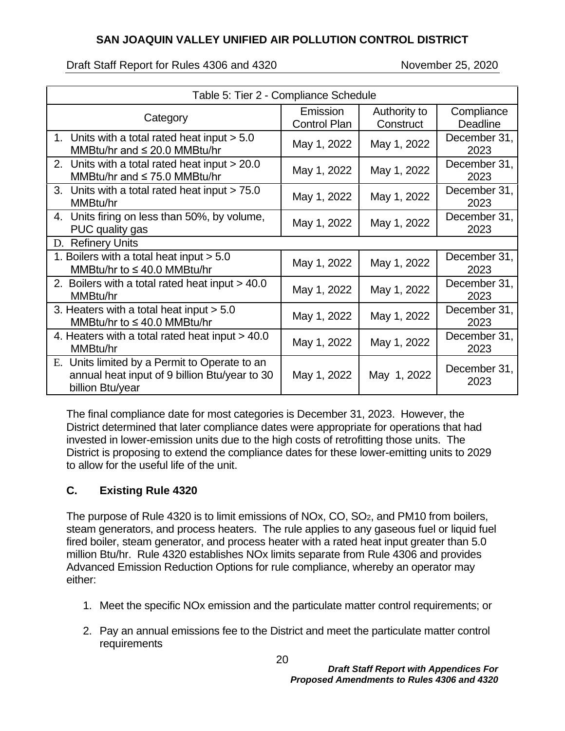| Table 5: Tier 2 - Compliance Schedule | | | |
|---|---|---|---|
| Category | Emission Control Plan | Authority to Construct | Compliance Deadline |
| 1. Units with a total rated heat input > 5.0 MMBtu/hr and ≤ 20.0 MMBtu/hr | May 1, 2022 | May 1, 2022 | December 31, 2023 |
| 2. Units with a total rated heat input > 20.0 MMBtu/hr and ≤ 75.0 MMBtu/hr | May 1, 2022 | May 1, 2022 | December 31, 2023 |
| 3. Units with a total rated heat input > 75.0 MMBtu/hr | May 1, 2022 | May 1, 2022 | December 31, 2023 |
| 4. Units firing on less than 50%, by volume, PUC quality gas | May 1, 2022 | May 1, 2022 | December 31, 2023 |
| D. Refinery Units | | | |
| 1. Boilers with a total heat input > 5.0 MMBtu/hr to ≤ 40.0 MMBtu/hr | May 1, 2022 | May 1, 2022 | December 31, 2023 |
| 2. Boilers with a total rated heat input > 40.0 MMBtu/hr | May 1, 2022 | May 1, 2022 | December 31, 2023 |
| 3. Heaters with a total heat input > 5.0 MMBtu/hr to ≤ 40.0 MMBtu/hr | May 1, 2022 | May 1, 2022 | December 31, 2023 |
| 4. Heaters with a total rated heat input > 40.0 MMBtu/hr | May 1, 2022 | May 1, 2022 | December 31, 2023 |
| E. Units limited by a Permit to Operate to an annual heat input of 9 billion Btu/year to 30 billion Btu/year | May 1, 2022 | May 1, 2022 | December 31, 2023 |

The final compliance date for most categories is December 31, 2023. However, the District determined that later compliance dates were appropriate for operations that had invested in lower-emission units due to the high costs of retrofitting those units. The District is proposing to extend the compliance dates for these lower-emitting units to 2029 to allow for the useful life of the unit.

## C. Existing Rule 4320

The purpose of Rule 4320 is to limit emissions of NOx, CO, $SO_2$, and PM10 from boilers, steam generators, and process heaters. The rule applies to any gaseous fuel or liquid fuel fired boiler, steam generator, and process heater with a rated heat input greater than 5.0 million Btu/hr. Rule 4320 establishes NOx limits separate from Rule 4306 and provides Advanced Emission Reduction Options for rule compliance, whereby an operator may either:

1. Meet the specific NOx emission and the particulate matter control requirements; or
2. Pay an annual emissions fee to the District and meet the particulate matter control requirements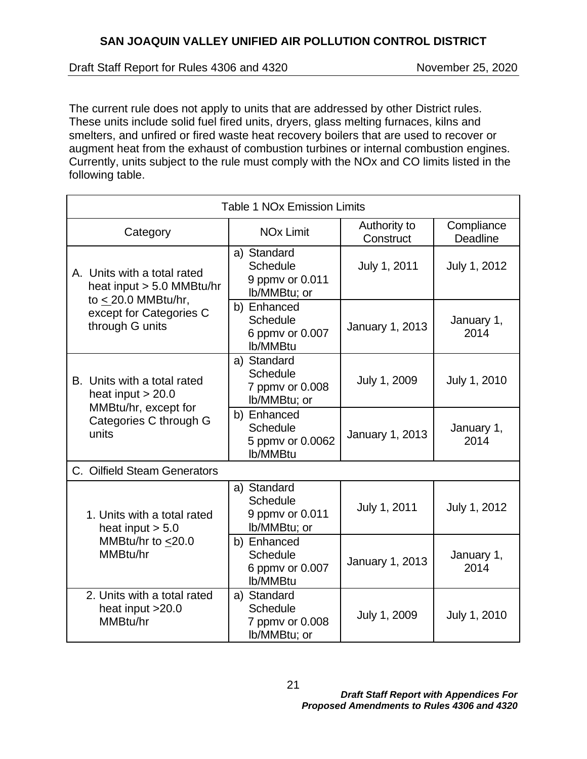The current rule does not apply to units that are addressed by other District rules. These units include solid fuel fired units, dryers, glass melting furnaces, kilns and smelters, and unfired or fired waste heat recovery boilers that are used to recover or augment heat from the exhaust of combustion turbines or internal combustion engines. Currently, units subject to the rule must comply with the NOx and CO limits listed in the following table.

| Table 1 NOx Emission Limits | | | |
|---|---|---|---|
| Category | NOx Limit | Authority to Construct | Compliance Deadline |
| A. Units with a total rated heat input > 5.0 MMBtu/hr to ≤ 20.0 MMBtu/hr, except for Categories C through G units | a) Standard Schedule 9 ppmv or 0.011 lb/MMBtu; or | July 1, 2011 | July 1, 2012 |
| | b) Enhanced Schedule 6 ppmv or 0.007 lb/MMBtu | January 1, 2013 | January 1, 2014 |
| B. Units with a total rated heat input > 20.0 MMBtu/hr, except for Categories C through G units | a) Standard Schedule 7 ppmv or 0.008 lb/MMBtu; or | July 1, 2009 | July 1, 2010 |
| | b) Enhanced Schedule 5 ppmv or 0.0062 lb/MMBtu | January 1, 2013 | January 1, 2014 |
| C. Oilfield Steam Generators | | | |
| 1. Units with a total rated heat input > 5.0 MMBtu/hr to ≤20.0 MMBtu/hr | a) Standard Schedule 9 ppmv or 0.011 lb/MMBtu; or | July 1, 2011 | July 1, 2012 |
| | b) Enhanced Schedule 6 ppmv or 0.007 lb/MMBtu | January 1, 2013 | January 1, 2014 |
| 2. Units with a total rated heat input >20.0 MMBtu/hr | a) Standard Schedule 7 ppmv or 0.008 lb/MMBtu; or | July 1, 2009 | July 1, 2010 |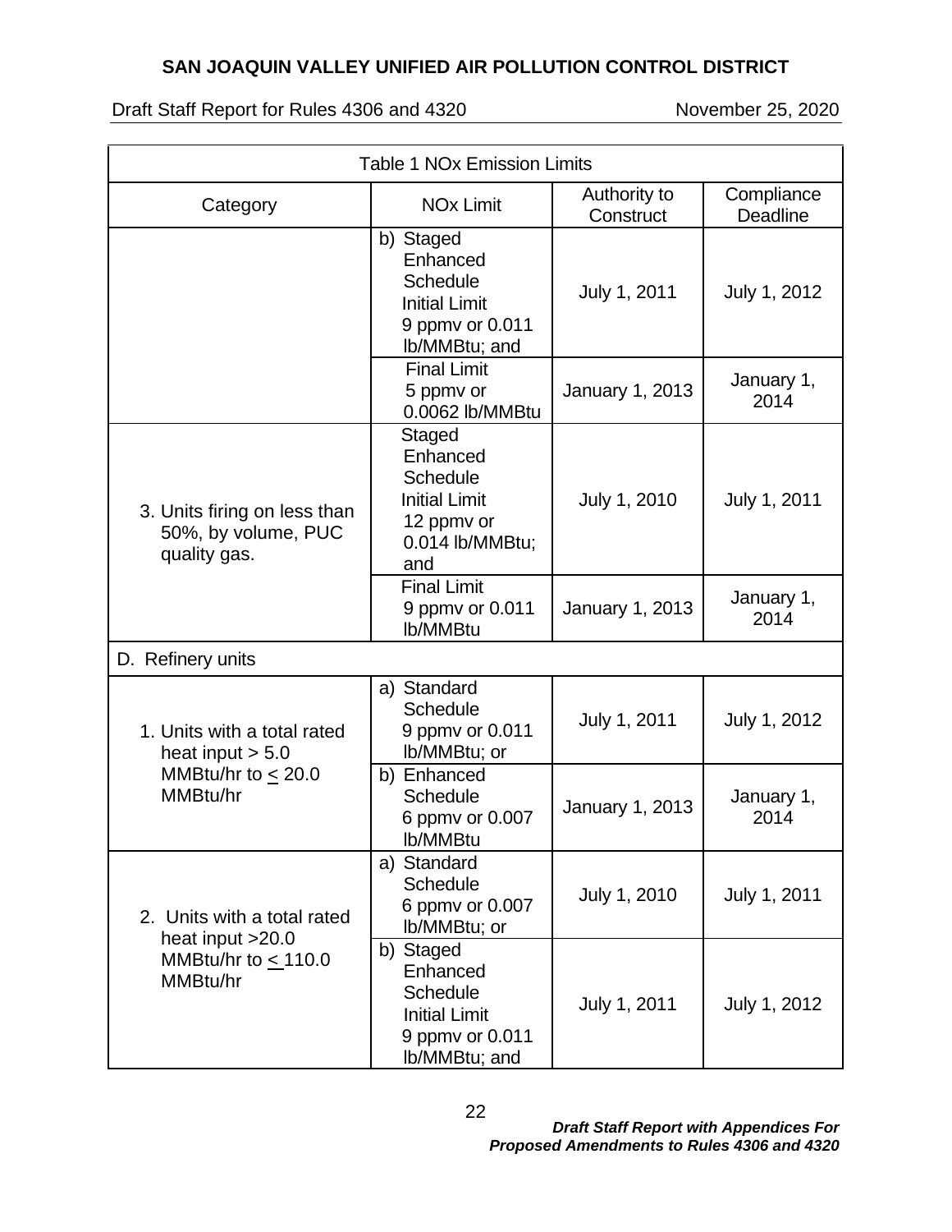| Table 1 NOx Emission Limits | | | |
|---|---|---|---|
| Category | NOx Limit | Authority to Construct | Compliance Deadline |
| | b) Staged Enhanced Schedule Initial Limit 9 ppmv or 0.011 lb/MMBtu; and | July 1, 2011 | July 1, 2012 |
| | Final Limit 5 ppmv or 0.0062 lb/MMBtu | January 1, 2013 | January 1, 2014 |
| 3. Units firing on less than 50%, by volume, PUC quality gas. | Staged Enhanced Schedule Initial Limit 12 ppmv or 0.014 lb/MMBtu; and | July 1, 2010 | July 1, 2011 |
| | Final Limit 9 ppmv or 0.011 lb/MMBtu | January 1, 2013 | January 1, 2014 |
| D. Refinery units | | | |
| 1. Units with a total rated heat input > 5.0 MMBtu/hr to ≤ 20.0 MMBtu/hr | a) Standard Schedule 9 ppmv or 0.011 lb/MMBtu; or | July 1, 2011 | July 1, 2012 |
| | b) Enhanced Schedule 6 ppmv or 0.007 lb/MMBtu | January 1, 2013 | January 1, 2014 |
| 2. Units with a total rated heat input >20.0 MMBtu/hr to ≤ 110.0 MMBtu/hr | a) Standard Schedule 6 ppmv or 0.007 lb/MMBtu; or | July 1, 2010 | July 1, 2011 |
| | b) Staged Enhanced Schedule Initial Limit 9 ppmv or 0.011 lb/MMBtu; and | July 1, 2011 | July 1, 2012 |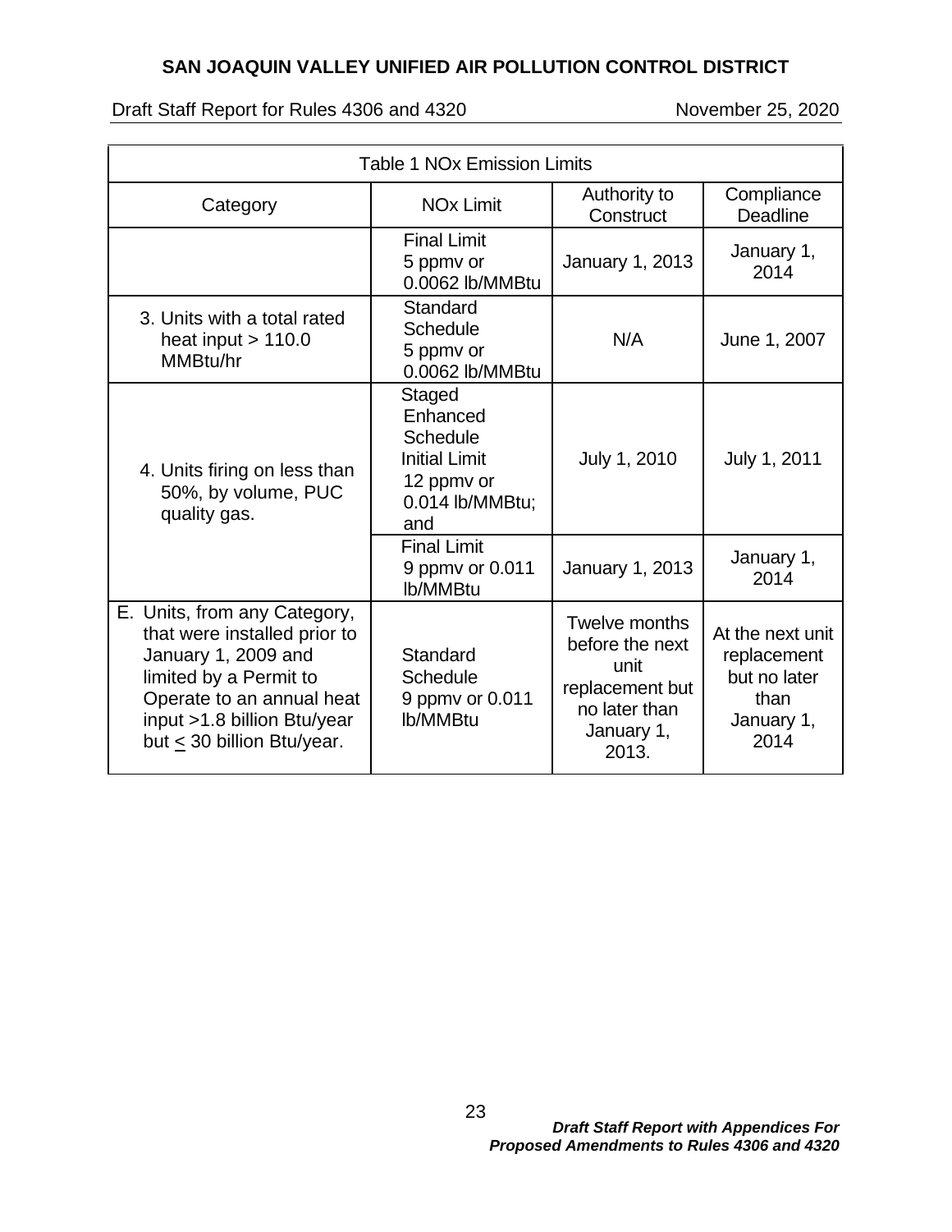| Table 1 NOx Emission Limits | | | |
|---|---|---|---|
| Category | NOx Limit | Authority to Construct | Compliance Deadline |
| | Final Limit 5 ppmv or 0.0062 lb/MMBtu | January 1, 2013 | January 1, 2014 |
| 3. Units with a total rated heat input > 110.0 MMBtu/hr | Standard Schedule 5 ppmv or 0.0062 lb/MMBtu | N/A | June 1, 2007 |
| 4. Units firing on less than 50%, by volume, PUC quality gas. | Staged Enhanced Schedule Initial Limit 12 ppmv or 0.014 lb/MMBtu; and | July 1, 2010 | July 1, 2011 |
| | Final Limit 9 ppmv or 0.011 lb/MMBtu | January 1, 2013 | January 1, 2014 |
| E. Units, from any Category, that were installed prior to January 1, 2009 and limited by a Permit to Operate to an annual heat input >1.8 billion Btu/year but ≤ 30 billion Btu/year. | Standard Schedule 9 ppmv or 0.011 lb/MMBtu | Twelve months before the next unit replacement but no later than January 1, 2013. | At the next unit replacement but no later than January 1, 2014 |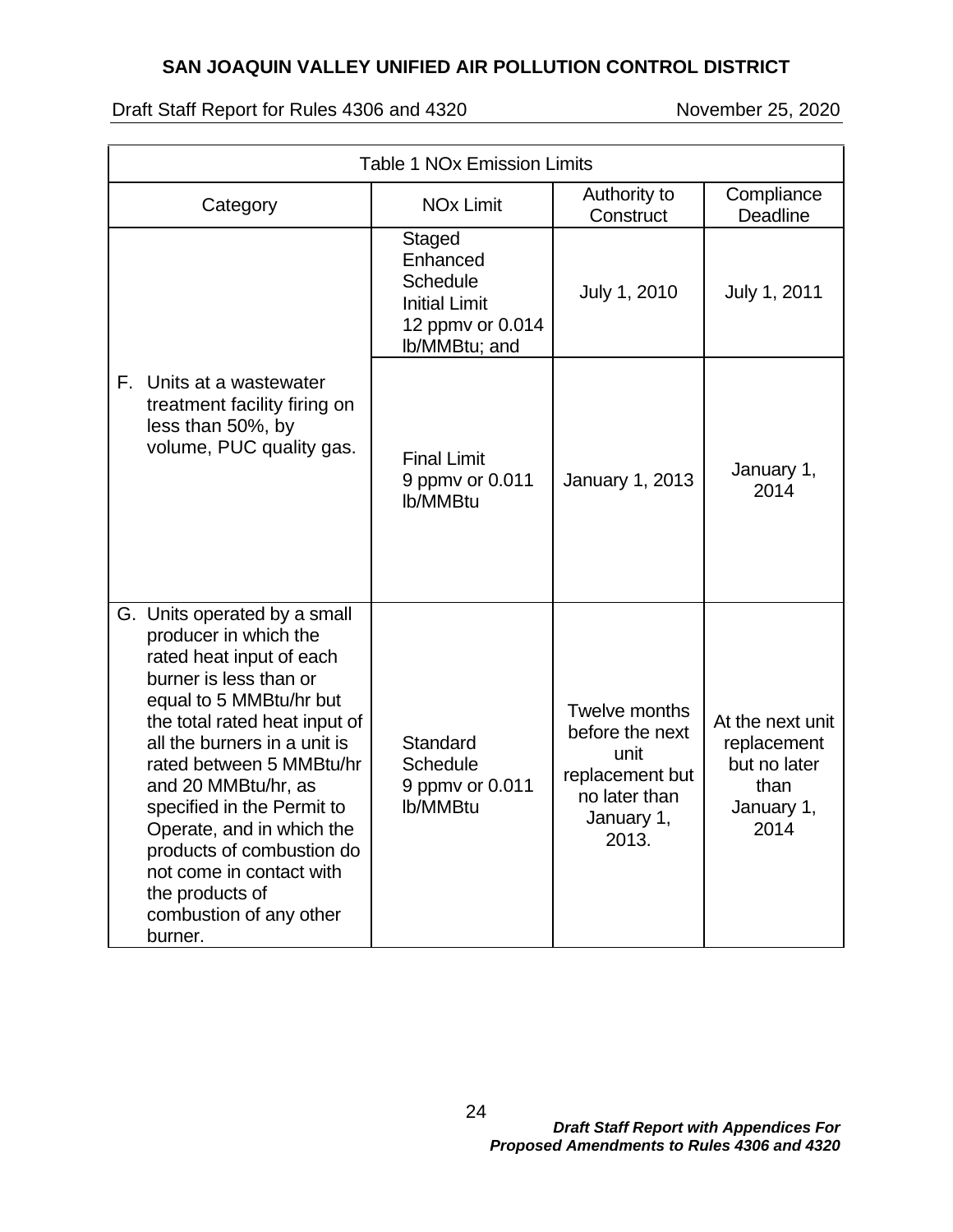| Table 1 NOx Emission Limits | | | |
|---|---|---|---|
| Category | NOx Limit | Authority to Construct | Compliance Deadline |
| F. Units at a wastewater treatment facility firing on less than 50%, by volume, PUC quality gas. | Staged Enhanced Schedule Initial Limit 12 ppmv or 0.014 lb/MMBtu; and | July 1, 2010 | July 1, 2011 |
| | Final Limit 9 ppmv or 0.011 lb/MMBtu | January 1, 2013 | January 1, 2014 |
| G. Units operated by a small producer in which the rated heat input of each burner is less than or equal to 5 MMBtu/hr but the total rated heat input of all the burners in a unit is rated between 5 MMBtu/hr and 20 MMBtu/hr, as specified in the Permit to Operate, and in which the products of combustion do not come in contact with the products of combustion of any other burner. | Standard Schedule 9 ppmv or 0.011 lb/MMBtu | Twelve months before the next unit replacement but no later than January 1, 2013. | At the next unit replacement but no later than January 1, 2014 |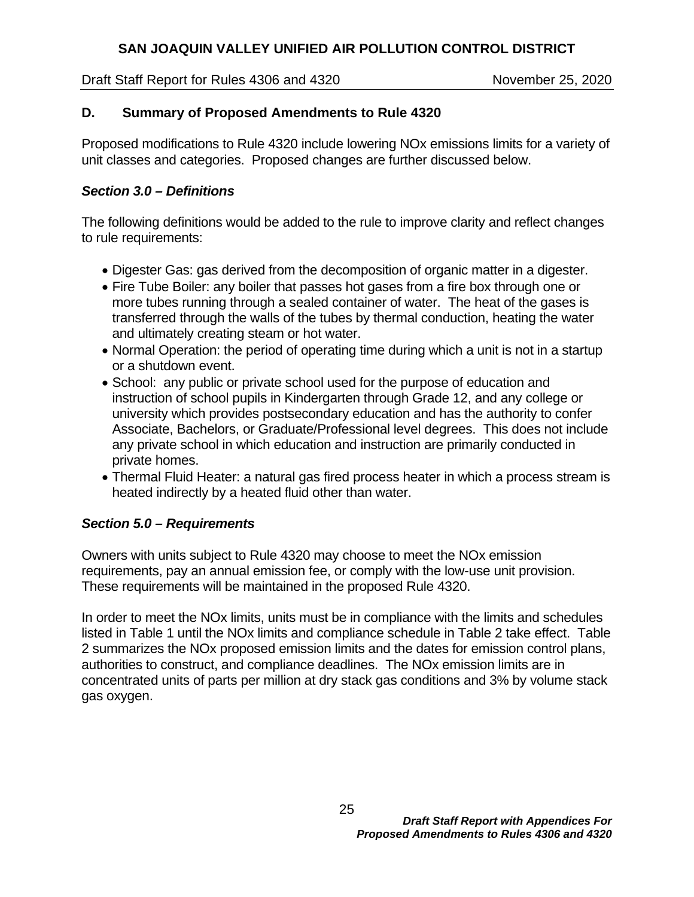### D. Summary of Proposed Amendments to Rule 4320

Proposed modifications to Rule 4320 include lowering NOx emissions limits for a variety of unit classes and categories. Proposed changes are further discussed below.

#### *Section 3.0 – Definitions*

The following definitions would be added to the rule to improve clarity and reflect changes to rule requirements:

- Digester Gas: gas derived from the decomposition of organic matter in a digester.
- Fire Tube Boiler: any boiler that passes hot gases from a fire box through one or more tubes running through a sealed container of water. The heat of the gases is transferred through the walls of the tubes by thermal conduction, heating the water and ultimately creating steam or hot water.
- Normal Operation: the period of operating time during which a unit is not in a startup or a shutdown event.
- School: any public or private school used for the purpose of education and instruction of school pupils in Kindergarten through Grade 12, and any college or university which provides postsecondary education and has the authority to confer Associate, Bachelors, or Graduate/Professional level degrees. This does not include any private school in which education and instruction are primarily conducted in private homes.
- Thermal Fluid Heater: a natural gas fired process heater in which a process stream is heated indirectly by a heated fluid other than water.

#### *Section 5.0 – Requirements*

Owners with units subject to Rule 4320 may choose to meet the NOx emission requirements, pay an annual emission fee, or comply with the low-use unit provision. These requirements will be maintained in the proposed Rule 4320.

In order to meet the NOx limits, units must be in compliance with the limits and schedules listed in Table 1 until the NOx limits and compliance schedule in Table 2 take effect. Table 2 summarizes the NOx proposed emission limits and the dates for emission control plans, authorities to construct, and compliance deadlines. The NOx emission limits are in concentrated units of parts per million at dry stack gas conditions and 3% by volume stack gas oxygen.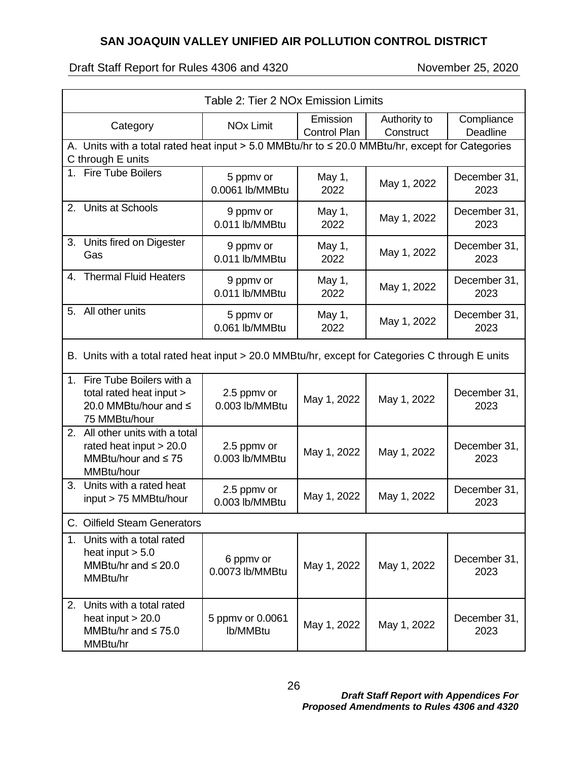| Table 2: Tier 2 NOx Emission Limits | | | | |
|---|---|---|---|---|
| Category | NOx Limit | Emission Control Plan | Authority to Construct | Compliance Deadline |
| A. Units with a total rated heat input > 5.0 MMBtu/hr to ≤ 20.0 MMBtu/hr, except for Categories C through E units | | | | |
| 1. Fire Tube Boilers | 5 ppmv or 0.0061 lb/MMBtu | May 1, 2022 | May 1, 2022 | December 31, 2023 |
| 2. Units at Schools | 9 ppmv or 0.011 lb/MMBtu | May 1, 2022 | May 1, 2022 | December 31, 2023 |
| 3. Units fired on Digester Gas | 9 ppmv or 0.011 lb/MMBtu | May 1, 2022 | May 1, 2022 | December 31, 2023 |
| 4. Thermal Fluid Heaters | 9 ppmv or 0.011 lb/MMBtu | May 1, 2022 | May 1, 2022 | December 31, 2023 |
| 5. All other units | 5 ppmv or 0.061 lb/MMBtu | May 1, 2022 | May 1, 2022 | December 31, 2023 |
| B. Units with a total rated heat input > 20.0 MMBtu/hr, except for Categories C through E units | | | | |
| 1. Fire Tube Boilers with a total rated heat input > 20.0 MMBtu/hour and ≤ 75 MMBtu/hour | 2.5 ppmv or 0.003 lb/MMBtu | May 1, 2022 | May 1, 2022 | December 31, 2023 |
| 2. All other units with a total rated heat input > 20.0 MMBtu/hour and ≤ 75 MMBtu/hour | 2.5 ppmv or 0.003 lb/MMBtu | May 1, 2022 | May 1, 2022 | December 31, 2023 |
| 3. Units with a rated heat input > 75 MMBtu/hour | 2.5 ppmv or 0.003 lb/MMBtu | May 1, 2022 | May 1, 2022 | December 31, 2023 |
| C. Oilfield Steam Generators | | | | |
| 1. Units with a total rated heat input > 5.0 MMBtu/hr and ≤ 20.0 MMBtu/hr | 6 ppmv or 0.0073 lb/MMBtu | May 1, 2022 | May 1, 2022 | December 31, 2023 |
| 2. Units with a total rated heat input > 20.0 MMBtu/hr and ≤ 75.0 MMBtu/hr | 5 ppmv or 0.0061 lb/MMBtu | May 1, 2022 | May 1, 2022 | December 31, 2023 |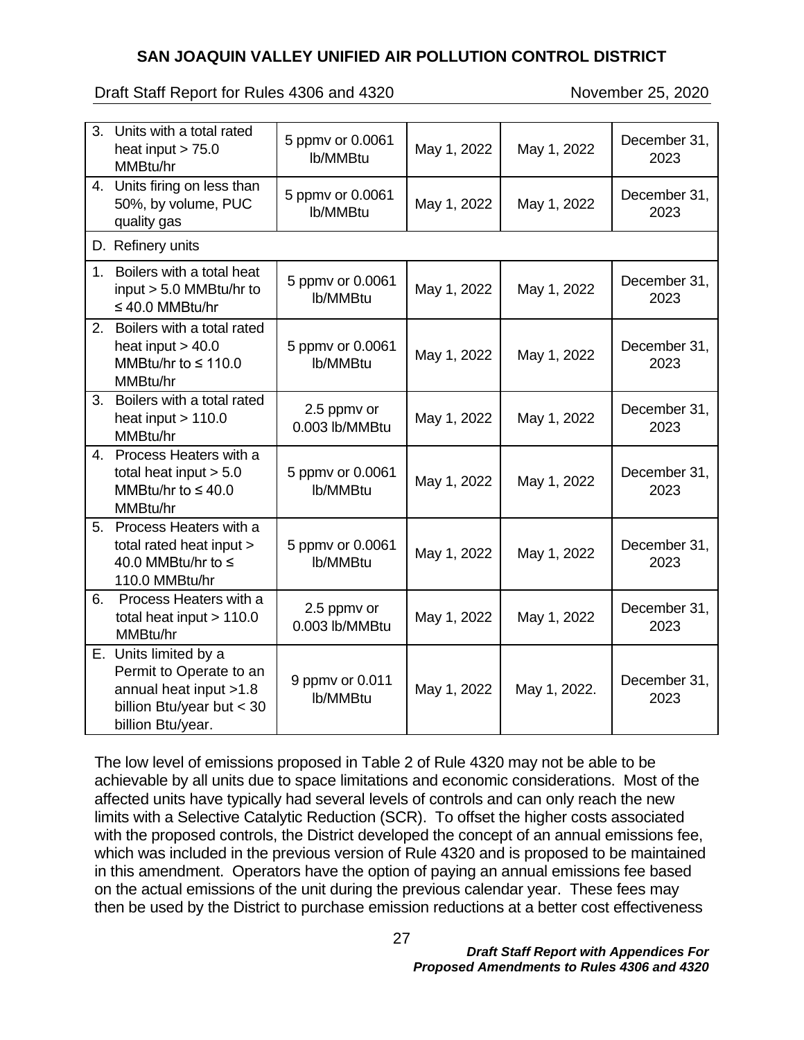| | | | | |
|---|---|---|---|---|
| 3. Units with a total rated heat input > 75.0 MMBtu/hr | 5 ppmv or 0.0061 lb/MMBtu | May 1, 2022 | May 1, 2022 | December 31, 2023 |
| 4. Units firing on less than 50%, by volume, PUC quality gas | 5 ppmv or 0.0061 lb/MMBtu | May 1, 2022 | May 1, 2022 | December 31, 2023 |
| D. Refinery units | | | | |
| 1. Boilers with a total heat input > 5.0 MMBtu/hr to ≤ 40.0 MMBtu/hr | 5 ppmv or 0.0061 lb/MMBtu | May 1, 2022 | May 1, 2022 | December 31, 2023 |
| 2. Boilers with a total rated heat input > 40.0 MMBtu/hr to ≤ 110.0 MMBtu/hr | 5 ppmv or 0.0061 lb/MMBtu | May 1, 2022 | May 1, 2022 | December 31, 2023 |
| 3. Boilers with a total rated heat input > 110.0 MMBtu/hr | 2.5 ppmv or 0.003 lb/MMBtu | May 1, 2022 | May 1, 2022 | December 31, 2023 |
| 4. Process Heaters with a total heat input > 5.0 MMBtu/hr to ≤ 40.0 MMBtu/hr | 5 ppmv or 0.0061 lb/MMBtu | May 1, 2022 | May 1, 2022 | December 31, 2023 |
| 5. Process Heaters with a total rated heat input > 40.0 MMBtu/hr to ≤ 110.0 MMBtu/hr | 5 ppmv or 0.0061 lb/MMBtu | May 1, 2022 | May 1, 2022 | December 31, 2023 |
| 6. Process Heaters with a total heat input > 110.0 MMBtu/hr | 2.5 ppmv or 0.003 lb/MMBtu | May 1, 2022 | May 1, 2022 | December 31, 2023 |
| E. Units limited by a Permit to Operate to an annual heat input >1.8 billion Btu/year but < 30 billion Btu/year. | 9 ppmv or 0.011 lb/MMBtu | May 1, 2022 | May 1, 2022. | December 31, 2023 |

The low level of emissions proposed in Table 2 of Rule 4320 may not be able to be achievable by all units due to space limitations and economic considerations. Most of the affected units have typically had several levels of controls and can only reach the new limits with a Selective Catalytic Reduction (SCR). To offset the higher costs associated with the proposed controls, the District developed the concept of an annual emissions fee, which was included in the previous version of Rule 4320 and is proposed to be maintained in this amendment. Operators have the option of paying an annual emissions fee based on the actual emissions of the unit during the previous calendar year. These fees may then be used by the District to purchase emission reductions at a better cost effectiveness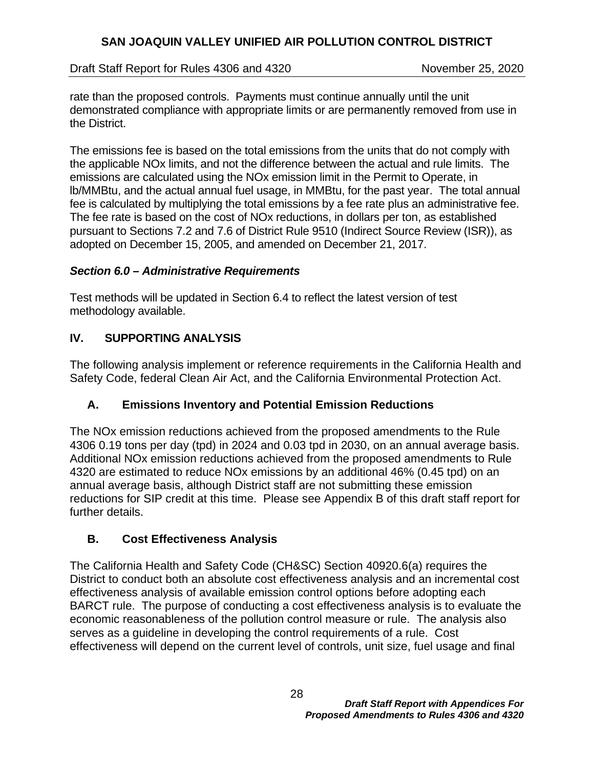rate than the proposed controls. Payments must continue annually until the unit demonstrated compliance with appropriate limits or are permanently removed from use in the District.

The emissions fee is based on the total emissions from the units that do not comply with the applicable NOx limits, and not the difference between the actual and rule limits. The emissions are calculated using the NOx emission limit in the Permit to Operate, in lb/MMBtu, and the actual annual fuel usage, in MMBtu, for the past year. The total annual fee is calculated by multiplying the total emissions by a fee rate plus an administrative fee. The fee rate is based on the cost of NOx reductions, in dollars per ton, as established pursuant to Sections 7.2 and 7.6 of District Rule 9510 (Indirect Source Review (ISR)), as adopted on December 15, 2005, and amended on December 21, 2017.

***Section 6.0 – Administrative Requirements***

Test methods will be updated in Section 6.4 to reflect the latest version of test methodology available.

## IV. SUPPORTING ANALYSIS

The following analysis implement or reference requirements in the California Health and Safety Code, federal Clean Air Act, and the California Environmental Protection Act.

### A. Emissions Inventory and Potential Emission Reductions

The NOx emission reductions achieved from the proposed amendments to the Rule 4306 0.19 tons per day (tpd) in 2024 and 0.03 tpd in 2030, on an annual average basis. Additional NOx emission reductions achieved from the proposed amendments to Rule 4320 are estimated to reduce NOx emissions by an additional 46% (0.45 tpd) on an annual average basis, although District staff are not submitting these emission reductions for SIP credit at this time. Please see Appendix B of this draft staff report for further details.

### B. Cost Effectiveness Analysis

The California Health and Safety Code (CH&SC) Section 40920.6(a) requires the District to conduct both an absolute cost effectiveness analysis and an incremental cost effectiveness analysis of available emission control options before adopting each BARCT rule. The purpose of conducting a cost effectiveness analysis is to evaluate the economic reasonableness of the pollution control measure or rule. The analysis also serves as a guideline in developing the control requirements of a rule. Cost effectiveness will depend on the current level of controls, unit size, fuel usage and final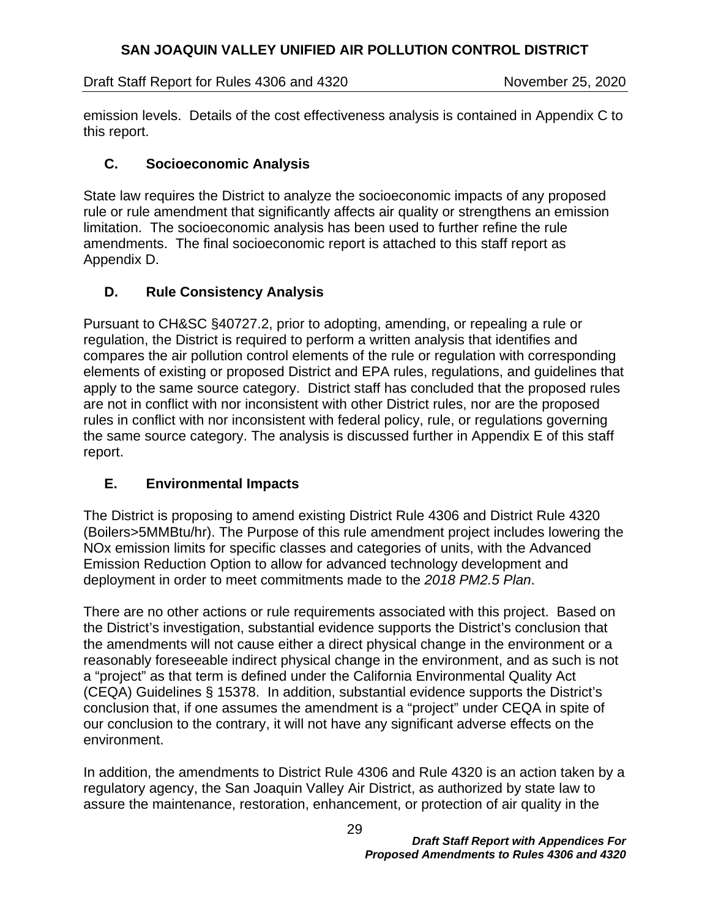emission levels. Details of the cost effectiveness analysis is contained in Appendix C to this report.

### C. Socioeconomic Analysis

State law requires the District to analyze the socioeconomic impacts of any proposed rule or rule amendment that significantly affects air quality or strengthens an emission limitation. The socioeconomic analysis has been used to further refine the rule amendments. The final socioeconomic report is attached to this staff report as Appendix D.

### D. Rule Consistency Analysis

Pursuant to CH&SC §40727.2, prior to adopting, amending, or repealing a rule or regulation, the District is required to perform a written analysis that identifies and compares the air pollution control elements of the rule or regulation with corresponding elements of existing or proposed District and EPA rules, regulations, and guidelines that apply to the same source category. District staff has concluded that the proposed rules are not in conflict with nor inconsistent with other District rules, nor are the proposed rules in conflict with nor inconsistent with federal policy, rule, or regulations governing the same source category. The analysis is discussed further in Appendix E of this staff report.

### E. Environmental Impacts

The District is proposing to amend existing District Rule 4306 and District Rule 4320 (Boilers>5MMBtu/hr). The Purpose of this rule amendment project includes lowering the NOx emission limits for specific classes and categories of units, with the Advanced Emission Reduction Option to allow for advanced technology development and deployment in order to meet commitments made to the *2018 PM2.5 Plan*.

There are no other actions or rule requirements associated with this project. Based on the District's investigation, substantial evidence supports the District's conclusion that the amendments will not cause either a direct physical change in the environment or a reasonably foreseeable indirect physical change in the environment, and as such is not a "project" as that term is defined under the California Environmental Quality Act (CEQA) Guidelines § 15378. In addition, substantial evidence supports the District's conclusion that, if one assumes the amendment is a "project" under CEQA in spite of our conclusion to the contrary, it will not have any significant adverse effects on the environment.

In addition, the amendments to District Rule 4306 and Rule 4320 is an action taken by a regulatory agency, the San Joaquin Valley Air District, as authorized by state law to assure the maintenance, restoration, enhancement, or protection of air quality in the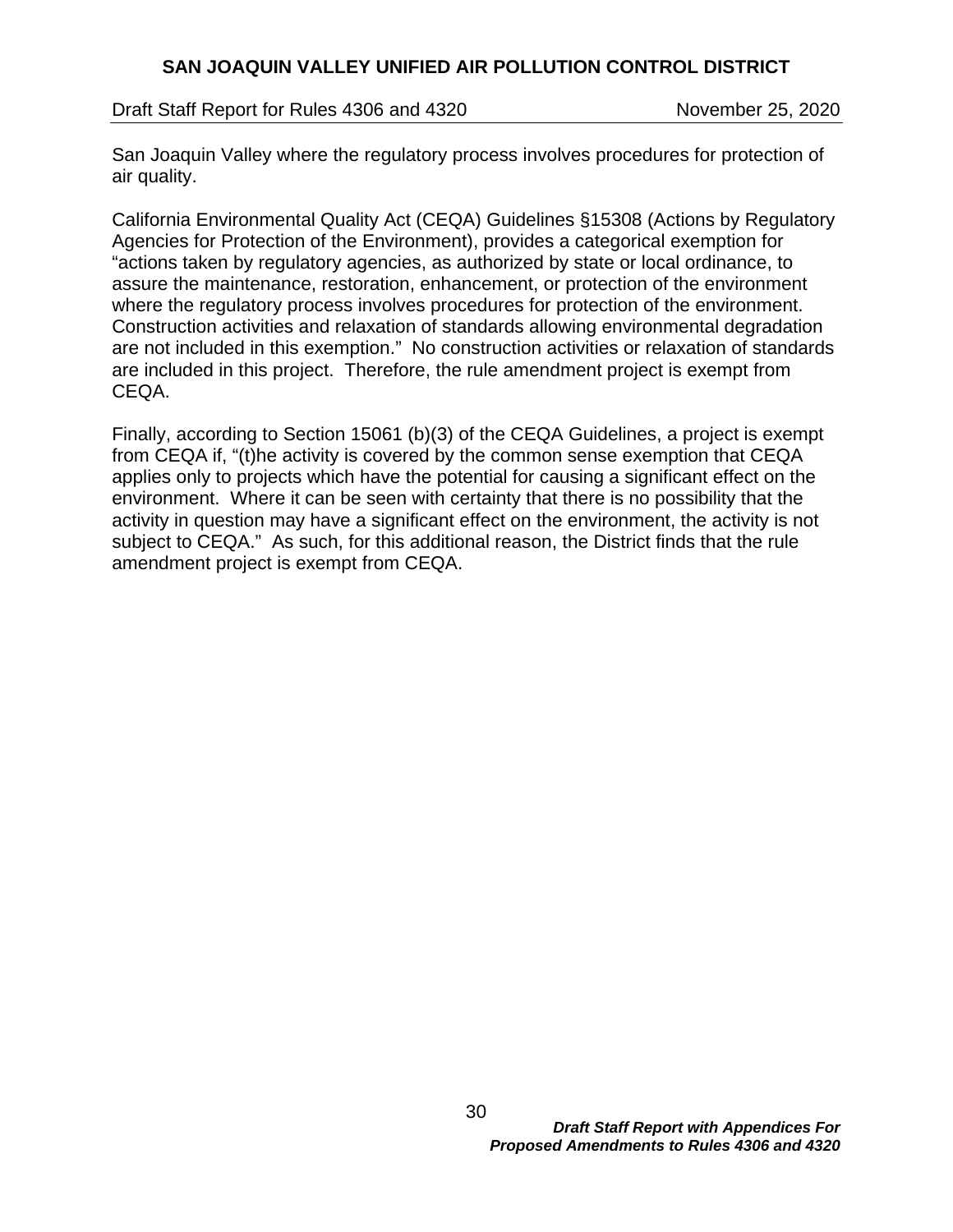San Joaquin Valley where the regulatory process involves procedures for protection of air quality.

California Environmental Quality Act (CEQA) Guidelines §15308 (Actions by Regulatory Agencies for Protection of the Environment), provides a categorical exemption for "actions taken by regulatory agencies, as authorized by state or local ordinance, to assure the maintenance, restoration, enhancement, or protection of the environment where the regulatory process involves procedures for protection of the environment. Construction activities and relaxation of standards allowing environmental degradation are not included in this exemption." No construction activities or relaxation of standards are included in this project. Therefore, the rule amendment project is exempt from CEQA.

Finally, according to Section 15061 (b)(3) of the CEQA Guidelines, a project is exempt from CEQA if, "(t)he activity is covered by the common sense exemption that CEQA applies only to projects which have the potential for causing a significant effect on the environment. Where it can be seen with certainty that there is no possibility that the activity in question may have a significant effect on the environment, the activity is not subject to CEQA." As such, for this additional reason, the District finds that the rule amendment project is exempt from CEQA.